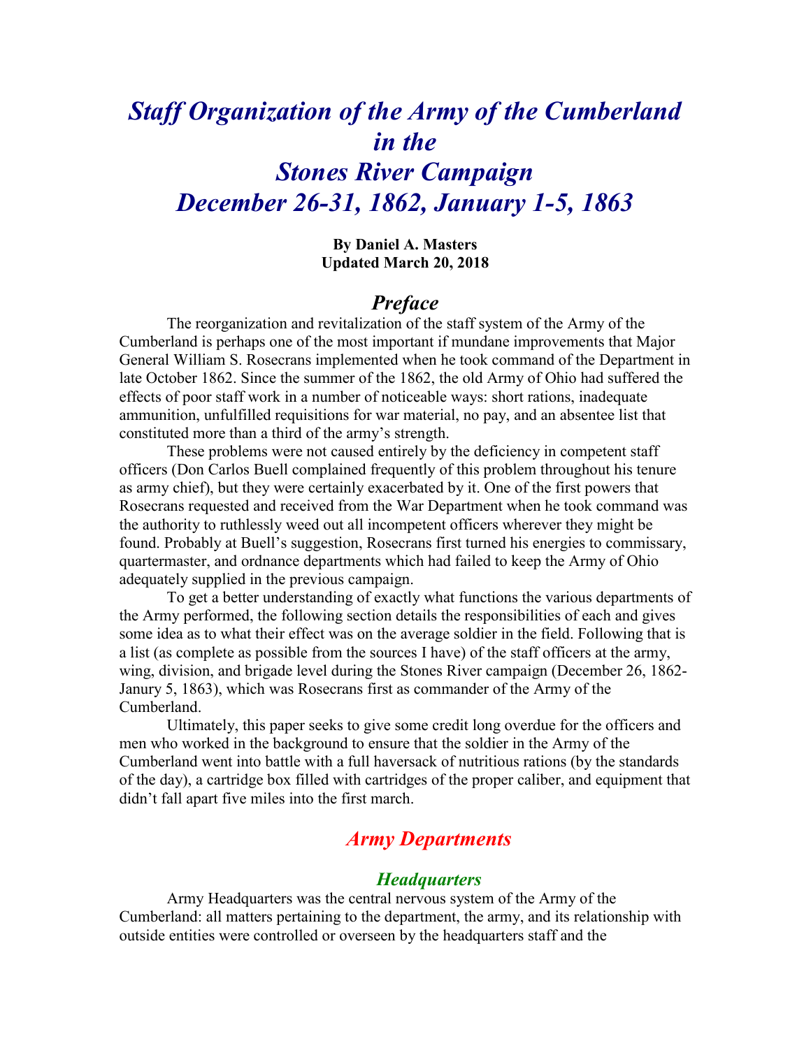# *Staff Organization of the Army of the Cumberland in the Stones River Campaign December 26-31, 1862, January 1-5, 1863*

**By Daniel A. Masters**
**Updated March 20, 2018**

## *Preface*

The reorganization and revitalization of the staff system of the Army of the Cumberland is perhaps one of the most important if mundane improvements that Major General William S. Rosecrans implemented when he took command of the Department in late October 1862. Since the summer of the 1862, the old Army of Ohio had suffered the effects of poor staff work in a number of noticeable ways: short rations, inadequate ammunition, unfulfilled requisitions for war material, no pay, and an absentee list that constituted more than a third of the army's strength.

These problems were not caused entirely by the deficiency in competent staff officers (Don Carlos Buell complained frequently of this problem throughout his tenure as army chief), but they were certainly exacerbated by it. One of the first powers that Rosecrans requested and received from the War Department when he took command was the authority to ruthlessly weed out all incompetent officers wherever they might be found. Probably at Buell's suggestion, Rosecrans first turned his energies to commissary, quartermaster, and ordnance departments which had failed to keep the Army of Ohio adequately supplied in the previous campaign.

To get a better understanding of exactly what functions the various departments of the Army performed, the following section details the responsibilities of each and gives some idea as to what their effect was on the average soldier in the field. Following that is a list (as complete as possible from the sources I have) of the staff officers at the army, wing, division, and brigade level during the Stones River campaign (December 26, 1862-Janury 5, 1863), which was Rosecrans first as commander of the Army of the Cumberland.

Ultimately, this paper seeks to give some credit long overdue for the officers and men who worked in the background to ensure that the soldier in the Army of the Cumberland went into battle with a full haversack of nutritious rations (by the standards of the day), a cartridge box filled with cartridges of the proper caliber, and equipment that didn't fall apart five miles into the first march.

## *Army Departments*

### *Headquarters*

Army Headquarters was the central nervous system of the Army of the Cumberland: all matters pertaining to the department, the army, and its relationship with outside entities were controlled or overseen by the headquarters staff and the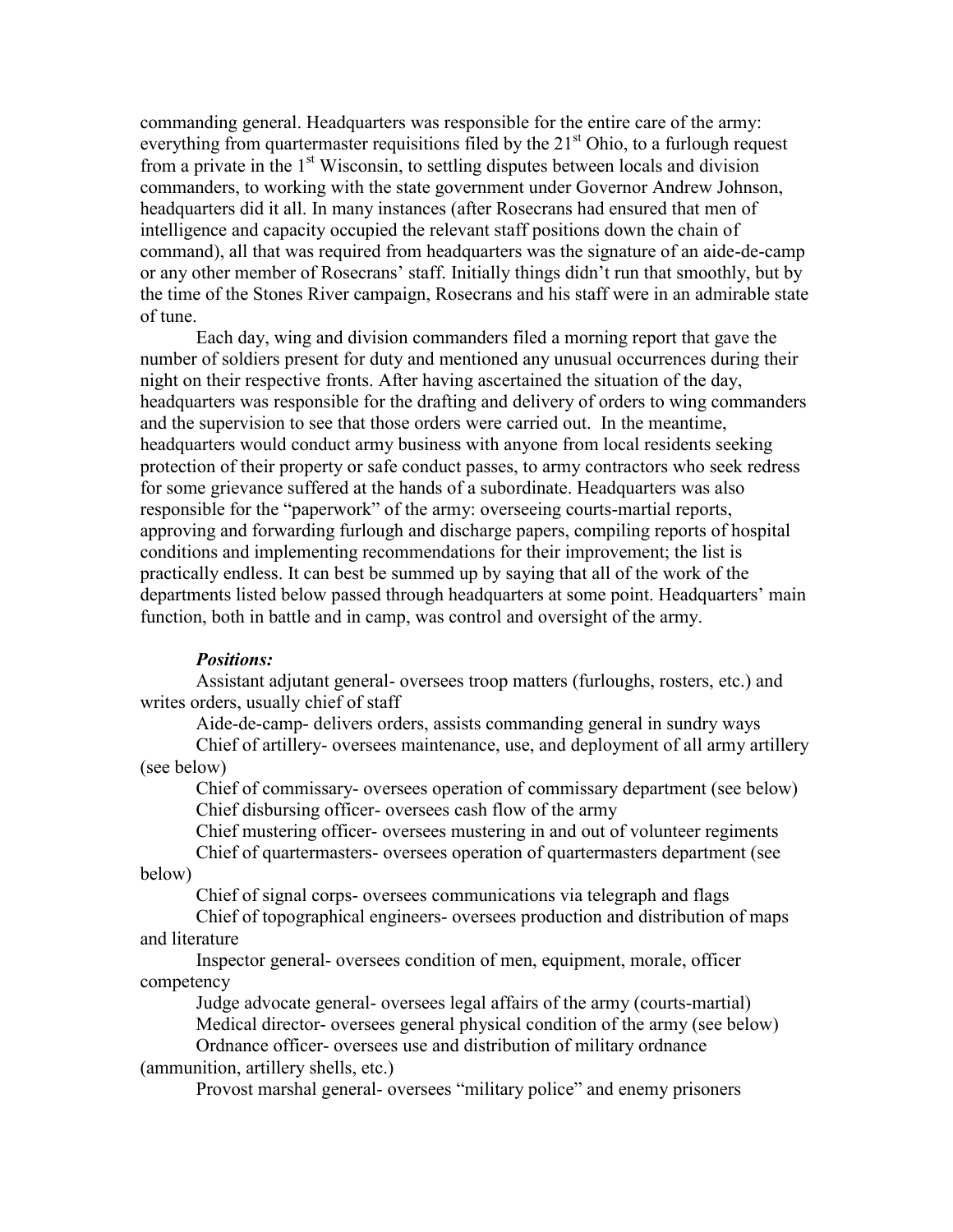commanding general. Headquarters was responsible for the entire care of the army: everything from quartermaster requisitions filed by the 21st Ohio, to a furlough request from a private in the 1st Wisconsin, to settling disputes between locals and division commanders, to working with the state government under Governor Andrew Johnson, headquarters did it all. In many instances (after Rosecrans had ensured that men of intelligence and capacity occupied the relevant staff positions down the chain of command), all that was required from headquarters was the signature of an aide-de-camp or any other member of Rosecrans' staff. Initially things didn't run that smoothly, but by the time of the Stones River campaign, Rosecrans and his staff were in an admirable state of tune.

Each day, wing and division commanders filed a morning report that gave the number of soldiers present for duty and mentioned any unusual occurrences during their night on their respective fronts. After having ascertained the situation of the day, headquarters was responsible for the drafting and delivery of orders to wing commanders and the supervision to see that those orders were carried out. In the meantime, headquarters would conduct army business with anyone from local residents seeking protection of their property or safe conduct passes, to army contractors who seek redress for some grievance suffered at the hands of a subordinate. Headquarters was also responsible for the "paperwork" of the army: overseeing courts-martial reports, approving and forwarding furlough and discharge papers, compiling reports of hospital conditions and implementing recommendations for their improvement; the list is practically endless. It can best be summed up by saying that all of the work of the departments listed below passed through headquarters at some point. Headquarters' main function, both in battle and in camp, was control and oversight of the army.

***Positions:***

Assistant adjutant general- oversees troop matters (furloughs, rosters, etc.) and writes orders, usually chief of staff

Aide-de-camp- delivers orders, assists commanding general in sundry ways

Chief of artillery- oversees maintenance, use, and deployment of all army artillery (see below)

Chief of commissary- oversees operation of commissary department (see below)

Chief disbursing officer- oversees cash flow of the army

Chief mustering officer- oversees mustering in and out of volunteer regiments

Chief of quartermasters- oversees operation of quartermasters department (see below)

Chief of signal corps- oversees communications via telegraph and flags

Chief of topographical engineers- oversees production and distribution of maps and literature

Inspector general- oversees condition of men, equipment, morale, officer competency

Judge advocate general- oversees legal affairs of the army (courts-martial)

Medical director- oversees general physical condition of the army (see below)

Ordnance officer- oversees use and distribution of military ordnance (ammunition, artillery shells, etc.)

Provost marshal general- oversees "military police" and enemy prisoners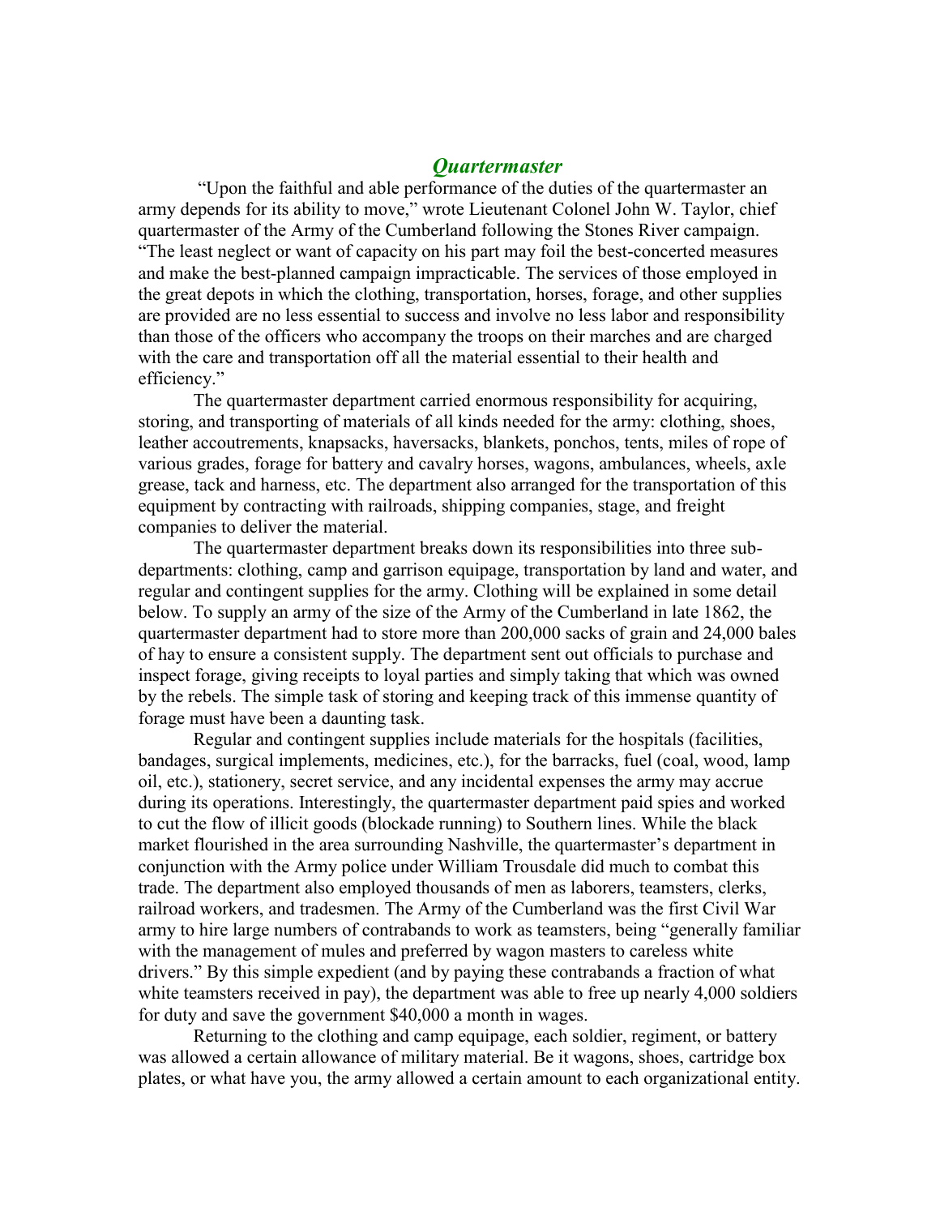## *Quartermaster*

"Upon the faithful and able performance of the duties of the quartermaster an army depends for its ability to move," wrote Lieutenant Colonel John W. Taylor, chief quartermaster of the Army of the Cumberland following the Stones River campaign. "The least neglect or want of capacity on his part may foil the best-concerted measures and make the best-planned campaign impracticable. The services of those employed in the great depots in which the clothing, transportation, horses, forage, and other supplies are provided are no less essential to success and involve no less labor and responsibility than those of the officers who accompany the troops on their marches and are charged with the care and transportation off all the material essential to their health and efficiency."

The quartermaster department carried enormous responsibility for acquiring, storing, and transporting of materials of all kinds needed for the army: clothing, shoes, leather accoutrements, knapsacks, haversacks, blankets, ponchos, tents, miles of rope of various grades, forage for battery and cavalry horses, wagons, ambulances, wheels, axle grease, tack and harness, etc. The department also arranged for the transportation of this equipment by contracting with railroads, shipping companies, stage, and freight companies to deliver the material.

The quartermaster department breaks down its responsibilities into three sub-departments: clothing, camp and garrison equipage, transportation by land and water, and regular and contingent supplies for the army. Clothing will be explained in some detail below. To supply an army of the size of the Army of the Cumberland in late 1862, the quartermaster department had to store more than 200,000 sacks of grain and 24,000 bales of hay to ensure a consistent supply. The department sent out officials to purchase and inspect forage, giving receipts to loyal parties and simply taking that which was owned by the rebels. The simple task of storing and keeping track of this immense quantity of forage must have been a daunting task.

Regular and contingent supplies include materials for the hospitals (facilities, bandages, surgical implements, medicines, etc.), for the barracks, fuel (coal, wood, lamp oil, etc.), stationery, secret service, and any incidental expenses the army may accrue during its operations. Interestingly, the quartermaster department paid spies and worked to cut the flow of illicit goods (blockade running) to Southern lines. While the black market flourished in the area surrounding Nashville, the quartermaster's department in conjunction with the Army police under William Trousdale did much to combat this trade. The department also employed thousands of men as laborers, teamsters, clerks, railroad workers, and tradesmen. The Army of the Cumberland was the first Civil War army to hire large numbers of contrabands to work as teamsters, being "generally familiar with the management of mules and preferred by wagon masters to careless white drivers." By this simple expedient (and by paying these contrabands a fraction of what white teamsters received in pay), the department was able to free up nearly 4,000 soldiers for duty and save the government $40,000 a month in wages.

Returning to the clothing and camp equipage, each soldier, regiment, or battery was allowed a certain allowance of military material. Be it wagons, shoes, cartridge box plates, or what have you, the army allowed a certain amount to each organizational entity.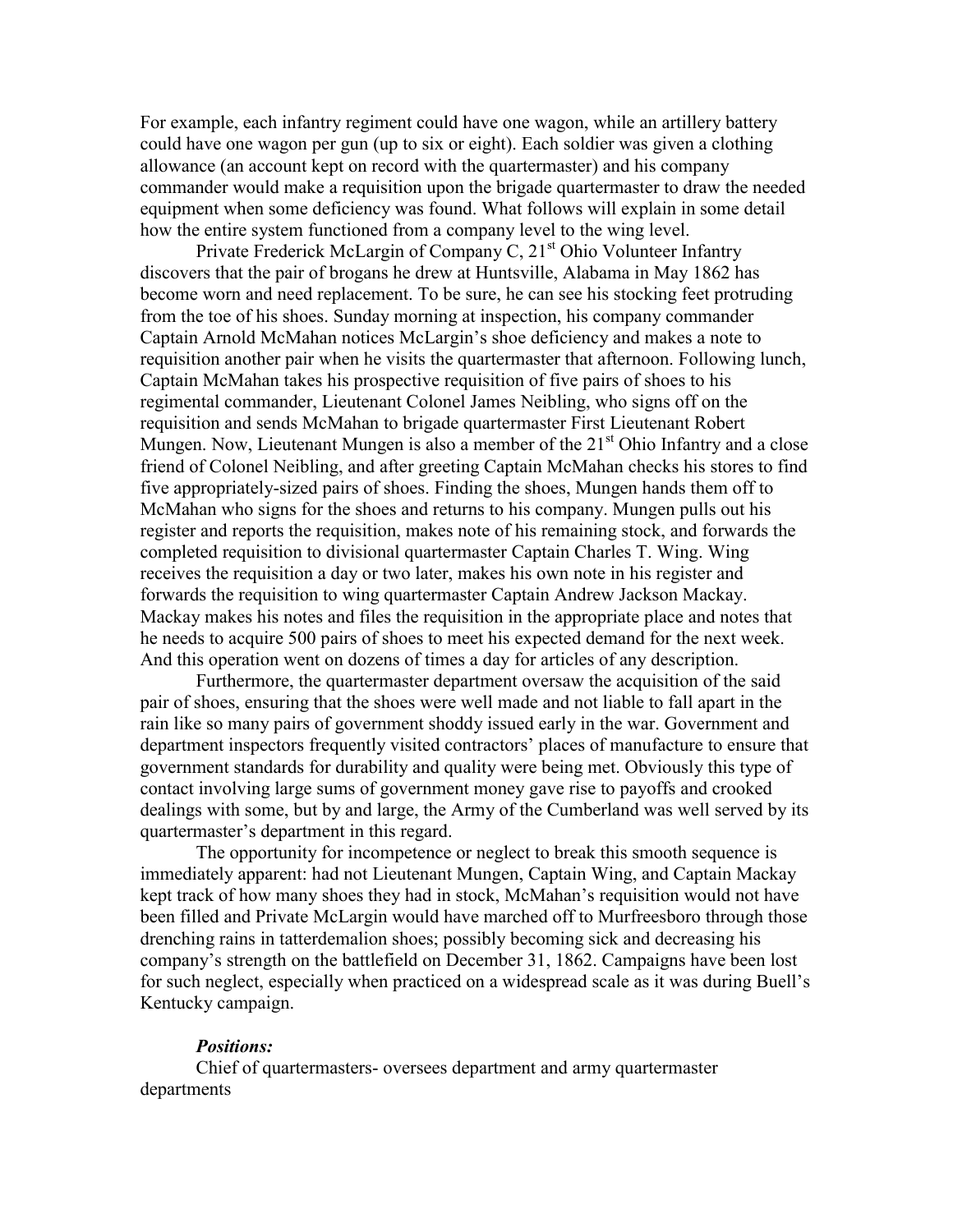For example, each infantry regiment could have one wagon, while an artillery battery could have one wagon per gun (up to six or eight). Each soldier was given a clothing allowance (an account kept on record with the quartermaster) and his company commander would make a requisition upon the brigade quartermaster to draw the needed equipment when some deficiency was found. What follows will explain in some detail how the entire system functioned from a company level to the wing level.

Private Frederick McLargin of Company C, 21st Ohio Volunteer Infantry discovers that the pair of brogans he drew at Huntsville, Alabama in May 1862 has become worn and need replacement. To be sure, he can see his stocking feet protruding from the toe of his shoes. Sunday morning at inspection, his company commander Captain Arnold McMahan notices McLargin's shoe deficiency and makes a note to requisition another pair when he visits the quartermaster that afternoon. Following lunch, Captain McMahan takes his prospective requisition of five pairs of shoes to his regimental commander, Lieutenant Colonel James Neibling, who signs off on the requisition and sends McMahan to brigade quartermaster First Lieutenant Robert Mungen. Now, Lieutenant Mungen is also a member of the 21st Ohio Infantry and a close friend of Colonel Neibling, and after greeting Captain McMahan checks his stores to find five appropriately-sized pairs of shoes. Finding the shoes, Mungen hands them off to McMahan who signs for the shoes and returns to his company. Mungen pulls out his register and reports the requisition, makes note of his remaining stock, and forwards the completed requisition to divisional quartermaster Captain Charles T. Wing. Wing receives the requisition a day or two later, makes his own note in his register and forwards the requisition to wing quartermaster Captain Andrew Jackson Mackay. Mackay makes his notes and files the requisition in the appropriate place and notes that he needs to acquire 500 pairs of shoes to meet his expected demand for the next week. And this operation went on dozens of times a day for articles of any description.

Furthermore, the quartermaster department oversaw the acquisition of the said pair of shoes, ensuring that the shoes were well made and not liable to fall apart in the rain like so many pairs of government shoddy issued early in the war. Government and department inspectors frequently visited contractors' places of manufacture to ensure that government standards for durability and quality were being met. Obviously this type of contact involving large sums of government money gave rise to payoffs and crooked dealings with some, but by and large, the Army of the Cumberland was well served by its quartermaster's department in this regard.

The opportunity for incompetence or neglect to break this smooth sequence is immediately apparent: had not Lieutenant Mungen, Captain Wing, and Captain Mackay kept track of how many shoes they had in stock, McMahan's requisition would not have been filled and Private McLargin would have marched off to Murfreesboro through those drenching rains in tatterdemalion shoes; possibly becoming sick and decreasing his company's strength on the battlefield on December 31, 1862. Campaigns have been lost for such neglect, especially when practiced on a widespread scale as it was during Buell's Kentucky campaign.

***Positions:***

Chief of quartermasters- oversees department and army quartermaster departments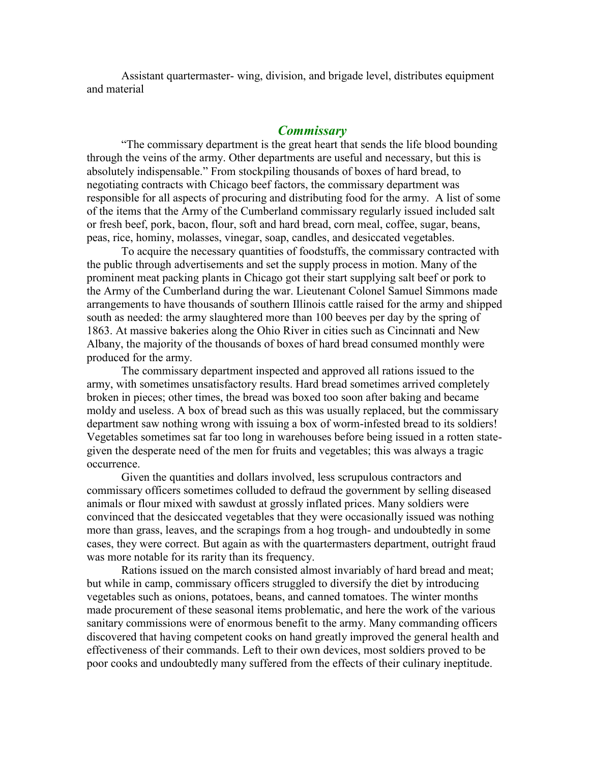Assistant quartermaster- wing, division, and brigade level, distributes equipment and material

## *Commissary*

"The commissary department is the great heart that sends the life blood bounding through the veins of the army. Other departments are useful and necessary, but this is absolutely indispensable." From stockpiling thousands of boxes of hard bread, to negotiating contracts with Chicago beef factors, the commissary department was responsible for all aspects of procuring and distributing food for the army. A list of some of the items that the Army of the Cumberland commissary regularly issued included salt or fresh beef, pork, bacon, flour, soft and hard bread, corn meal, coffee, sugar, beans, peas, rice, hominy, molasses, vinegar, soap, candles, and desiccated vegetables.

To acquire the necessary quantities of foodstuffs, the commissary contracted with the public through advertisements and set the supply process in motion. Many of the prominent meat packing plants in Chicago got their start supplying salt beef or pork to the Army of the Cumberland during the war. Lieutenant Colonel Samuel Simmons made arrangements to have thousands of southern Illinois cattle raised for the army and shipped south as needed: the army slaughtered more than 100 beeves per day by the spring of 1863. At massive bakeries along the Ohio River in cities such as Cincinnati and New Albany, the majority of the thousands of boxes of hard bread consumed monthly were produced for the army.

The commissary department inspected and approved all rations issued to the army, with sometimes unsatisfactory results. Hard bread sometimes arrived completely broken in pieces; other times, the bread was boxed too soon after baking and became moldy and useless. A box of bread such as this was usually replaced, but the commissary department saw nothing wrong with issuing a box of worm-infested bread to its soldiers! Vegetables sometimes sat far too long in warehouses before being issued in a rotten state- given the desperate need of the men for fruits and vegetables; this was always a tragic occurrence.

Given the quantities and dollars involved, less scrupulous contractors and commissary officers sometimes colluded to defraud the government by selling diseased animals or flour mixed with sawdust at grossly inflated prices. Many soldiers were convinced that the desiccated vegetables that they were occasionally issued was nothing more than grass, leaves, and the scrapings from a hog trough- and undoubtedly in some cases, they were correct. But again as with the quartermasters department, outright fraud was more notable for its rarity than its frequency.

Rations issued on the march consisted almost invariably of hard bread and meat; but while in camp, commissary officers struggled to diversify the diet by introducing vegetables such as onions, potatoes, beans, and canned tomatoes. The winter months made procurement of these seasonal items problematic, and here the work of the various sanitary commissions were of enormous benefit to the army. Many commanding officers discovered that having competent cooks on hand greatly improved the general health and effectiveness of their commands. Left to their own devices, most soldiers proved to be poor cooks and undoubtedly many suffered from the effects of their culinary ineptitude.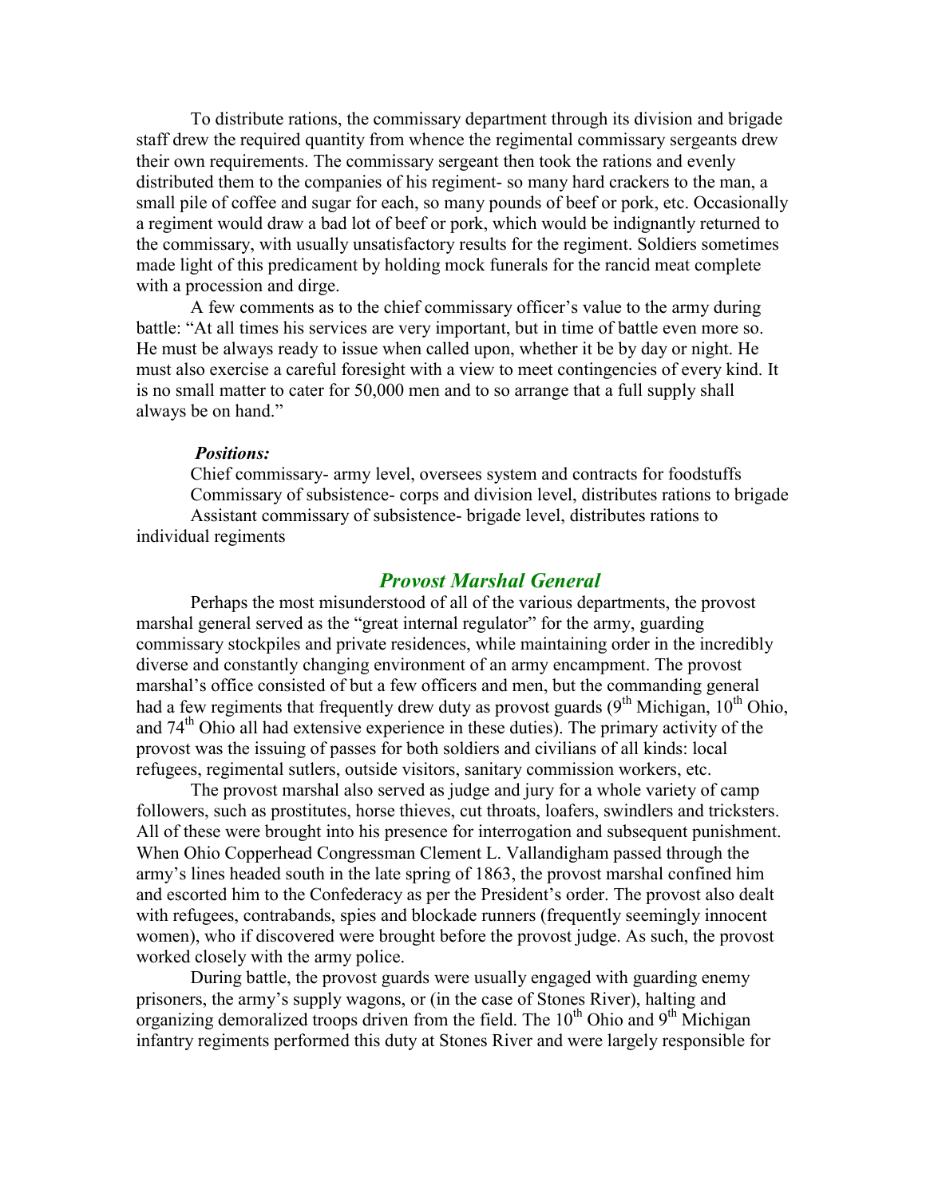To distribute rations, the commissary department through its division and brigade staff drew the required quantity from whence the regimental commissary sergeants drew their own requirements. The commissary sergeant then took the rations and evenly distributed them to the companies of his regiment- so many hard crackers to the man, a small pile of coffee and sugar for each, so many pounds of beef or pork, etc. Occasionally a regiment would draw a bad lot of beef or pork, which would be indignantly returned to the commissary, with usually unsatisfactory results for the regiment. Soldiers sometimes made light of this predicament by holding mock funerals for the rancid meat complete with a procession and dirge.

A few comments as to the chief commissary officer's value to the army during battle: "At all times his services are very important, but in time of battle even more so. He must be always ready to issue when called upon, whether it be by day or night. He must also exercise a careful foresight with a view to meet contingencies of every kind. It is no small matter to cater for 50,000 men and to so arrange that a full supply shall always be on hand."

***Positions:***

Chief commissary- army level, oversees system and contracts for foodstuffs
Commissary of subsistence- corps and division level, distributes rations to brigade
Assistant commissary of subsistence- brigade level, distributes rations to individual regiments

## *Provost Marshal General*

Perhaps the most misunderstood of all of the various departments, the provost marshal general served as the "great internal regulator" for the army, guarding commissary stockpiles and private residences, while maintaining order in the incredibly diverse and constantly changing environment of an army encampment. The provost marshal's office consisted of but a few officers and men, but the commanding general had a few regiments that frequently drew duty as provost guards (9th Michigan, 10th Ohio, and 74th Ohio all had extensive experience in these duties). The primary activity of the provost was the issuing of passes for both soldiers and civilians of all kinds: local refugees, regimental sutlers, outside visitors, sanitary commission workers, etc.

The provost marshal also served as judge and jury for a whole variety of camp followers, such as prostitutes, horse thieves, cut throats, loafers, swindlers and tricksters. All of these were brought into his presence for interrogation and subsequent punishment. When Ohio Copperhead Congressman Clement L. Vallandigham passed through the army's lines headed south in the late spring of 1863, the provost marshal confined him and escorted him to the Confederacy as per the President's order. The provost also dealt with refugees, contrabands, spies and blockade runners (frequently seemingly innocent women), who if discovered were brought before the provost judge. As such, the provost worked closely with the army police.

During battle, the provost guards were usually engaged with guarding enemy prisoners, the army's supply wagons, or (in the case of Stones River), halting and organizing demoralized troops driven from the field. The 10th Ohio and 9th Michigan infantry regiments performed this duty at Stones River and were largely responsible for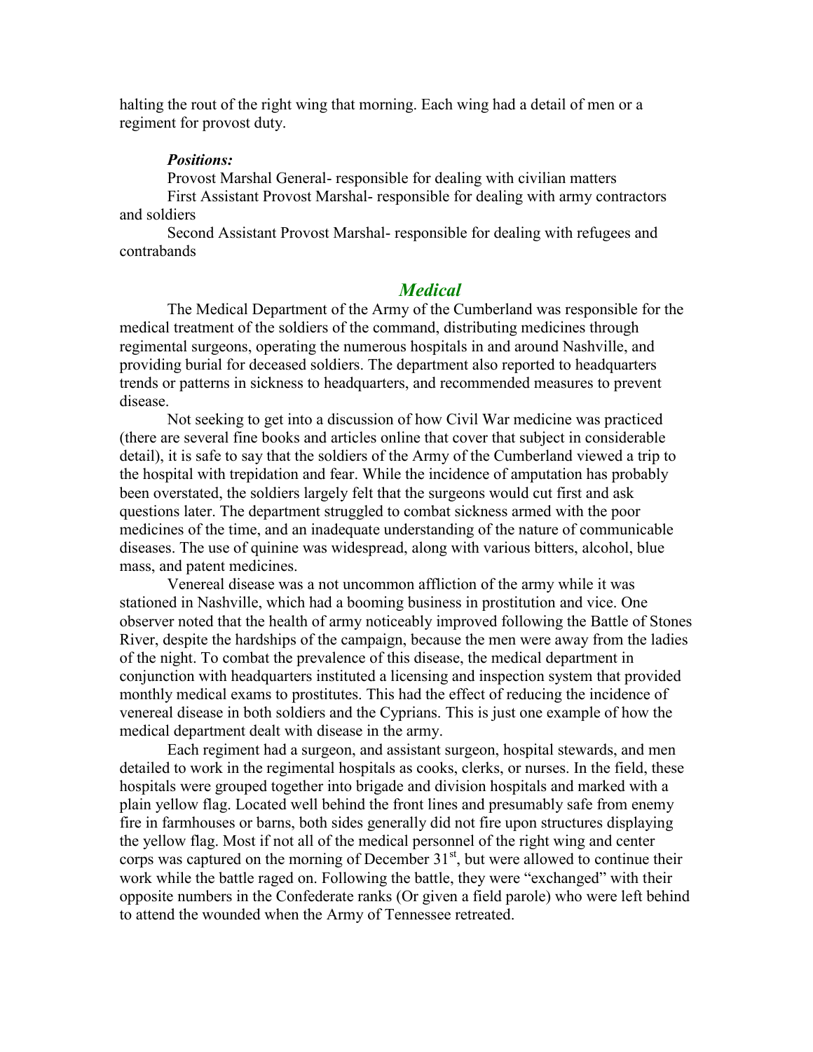halting the rout of the right wing that morning. Each wing had a detail of men or a regiment for provost duty.

***Positions:***

Provost Marshal General- responsible for dealing with civilian matters

First Assistant Provost Marshal- responsible for dealing with army contractors and soldiers

Second Assistant Provost Marshal- responsible for dealing with refugees and contrabands

## *Medical*

The Medical Department of the Army of the Cumberland was responsible for the medical treatment of the soldiers of the command, distributing medicines through regimental surgeons, operating the numerous hospitals in and around Nashville, and providing burial for deceased soldiers. The department also reported to headquarters trends or patterns in sickness to headquarters, and recommended measures to prevent disease.

Not seeking to get into a discussion of how Civil War medicine was practiced (there are several fine books and articles online that cover that subject in considerable detail), it is safe to say that the soldiers of the Army of the Cumberland viewed a trip to the hospital with trepidation and fear. While the incidence of amputation has probably been overstated, the soldiers largely felt that the surgeons would cut first and ask questions later. The department struggled to combat sickness armed with the poor medicines of the time, and an inadequate understanding of the nature of communicable diseases. The use of quinine was widespread, along with various bitters, alcohol, blue mass, and patent medicines.

Venereal disease was a not uncommon affliction of the army while it was stationed in Nashville, which had a booming business in prostitution and vice. One observer noted that the health of army noticeably improved following the Battle of Stones River, despite the hardships of the campaign, because the men were away from the ladies of the night. To combat the prevalence of this disease, the medical department in conjunction with headquarters instituted a licensing and inspection system that provided monthly medical exams to prostitutes. This had the effect of reducing the incidence of venereal disease in both soldiers and the Cyprians. This is just one example of how the medical department dealt with disease in the army.

Each regiment had a surgeon, and assistant surgeon, hospital stewards, and men detailed to work in the regimental hospitals as cooks, clerks, or nurses. In the field, these hospitals were grouped together into brigade and division hospitals and marked with a plain yellow flag. Located well behind the front lines and presumably safe from enemy fire in farmhouses or barns, both sides generally did not fire upon structures displaying the yellow flag. Most if not all of the medical personnel of the right wing and center corps was captured on the morning of December 31st, but were allowed to continue their work while the battle raged on. Following the battle, they were "exchanged" with their opposite numbers in the Confederate ranks (Or given a field parole) who were left behind to attend the wounded when the Army of Tennessee retreated.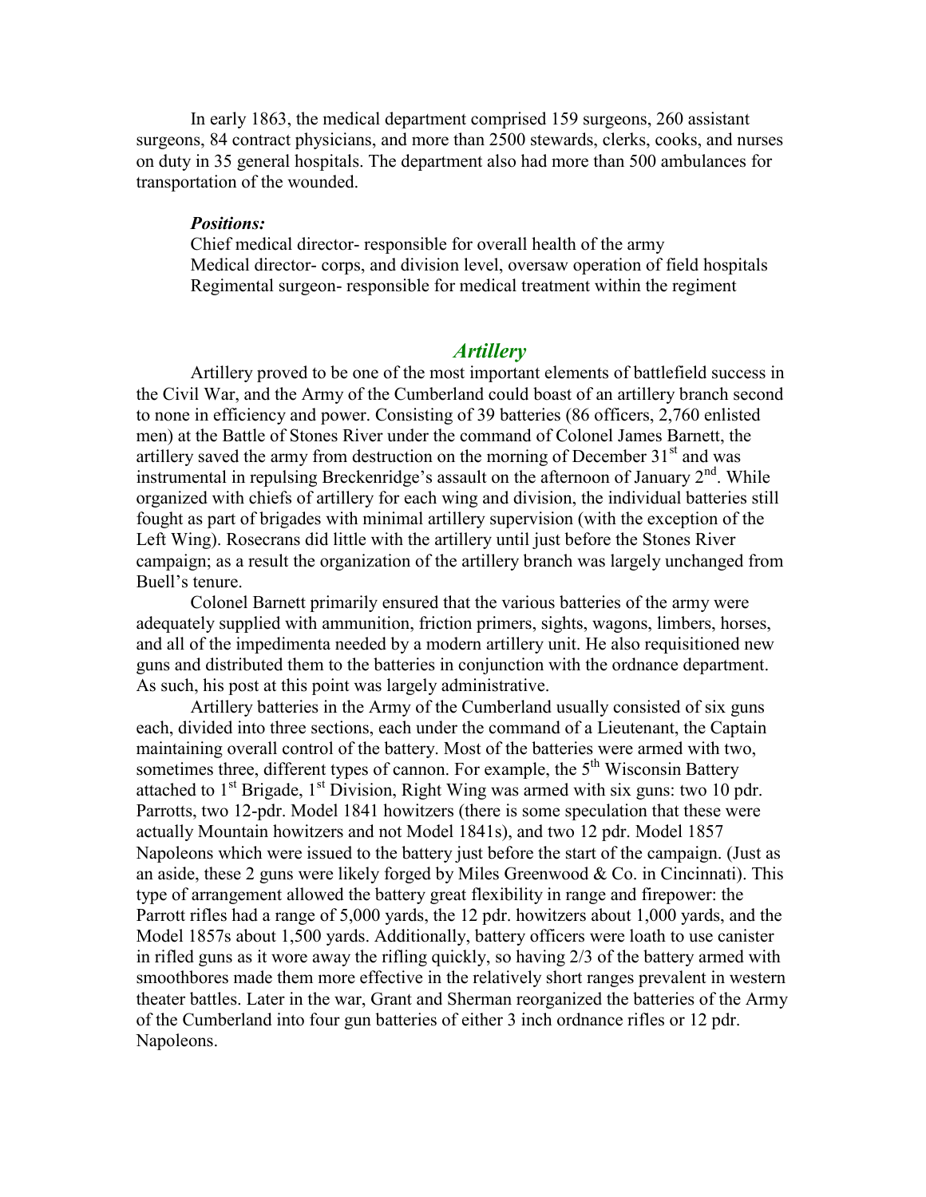In early 1863, the medical department comprised 159 surgeons, 260 assistant surgeons, 84 contract physicians, and more than 2500 stewards, clerks, cooks, and nurses on duty in 35 general hospitals. The department also had more than 500 ambulances for transportation of the wounded.

***Positions:***

Chief medical director- responsible for overall health of the army
Medical director- corps, and division level, oversaw operation of field hospitals
Regimental surgeon- responsible for medical treatment within the regiment

## *Artillery*

Artillery proved to be one of the most important elements of battlefield success in the Civil War, and the Army of the Cumberland could boast of an artillery branch second to none in efficiency and power. Consisting of 39 batteries (86 officers, 2,760 enlisted men) at the Battle of Stones River under the command of Colonel James Barnett, the artillery saved the army from destruction on the morning of December 31st and was instrumental in repulsing Breckenridge's assault on the afternoon of January 2nd. While organized with chiefs of artillery for each wing and division, the individual batteries still fought as part of brigades with minimal artillery supervision (with the exception of the Left Wing). Rosecrans did little with the artillery until just before the Stones River campaign; as a result the organization of the artillery branch was largely unchanged from Buell's tenure.

Colonel Barnett primarily ensured that the various batteries of the army were adequately supplied with ammunition, friction primers, sights, wagons, limbers, horses, and all of the impedimenta needed by a modern artillery unit. He also requisitioned new guns and distributed them to the batteries in conjunction with the ordnance department. As such, his post at this point was largely administrative.

Artillery batteries in the Army of the Cumberland usually consisted of six guns each, divided into three sections, each under the command of a Lieutenant, the Captain maintaining overall control of the battery. Most of the batteries were armed with two, sometimes three, different types of cannon. For example, the 5th Wisconsin Battery attached to 1st Brigade, 1st Division, Right Wing was armed with six guns: two 10 pdr. Parrotts, two 12-pdr. Model 1841 howitzers (there is some speculation that these were actually Mountain howitzers and not Model 1841s), and two 12 pdr. Model 1857 Napoleons which were issued to the battery just before the start of the campaign. (Just as an aside, these 2 guns were likely forged by Miles Greenwood & Co. in Cincinnati). This type of arrangement allowed the battery great flexibility in range and firepower: the Parrott rifles had a range of 5,000 yards, the 12 pdr. howitzers about 1,000 yards, and the Model 1857s about 1,500 yards. Additionally, battery officers were loath to use canister in rifled guns as it wore away the rifling quickly, so having 2/3 of the battery armed with smoothbores made them more effective in the relatively short ranges prevalent in western theater battles. Later in the war, Grant and Sherman reorganized the batteries of the Army of the Cumberland into four gun batteries of either 3 inch ordnance rifles or 12 pdr. Napoleons.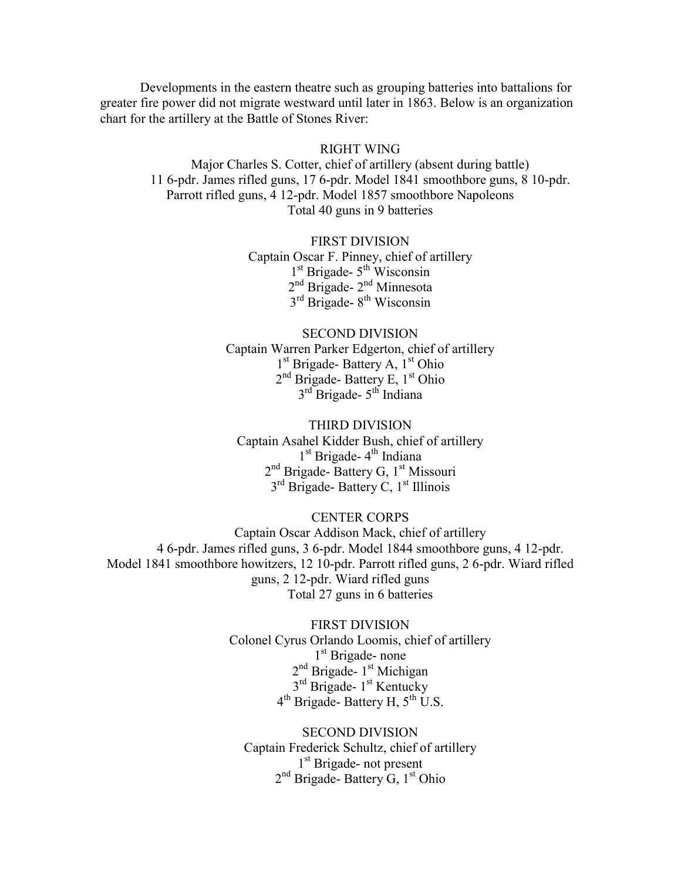Developments in the eastern theatre such as grouping batteries into battalions for greater fire power did not migrate westward until later in 1863. Below is an organization chart for the artillery at the Battle of Stones River:

RIGHT WING
Major Charles S. Cotter, chief of artillery (absent during battle)
11 6-pdr. James rifled guns, 17 6-pdr. Model 1841 smoothbore guns, 8 10-pdr. Parrott rifled guns, 4 12-pdr. Model 1857 smoothbore Napoleons
Total 40 guns in 9 batteries

FIRST DIVISION
Captain Oscar F. Pinney, chief of artillery
1st Brigade- 5th Wisconsin
2nd Brigade- 2nd Minnesota
3rd Brigade- 8th Wisconsin

SECOND DIVISION
Captain Warren Parker Edgerton, chief of artillery
1st Brigade- Battery A, 1st Ohio
2nd Brigade- Battery E, 1st Ohio
3rd Brigade- 5th Indiana

THIRD DIVISION
Captain Asahel Kidder Bush, chief of artillery
1st Brigade- 4th Indiana
2nd Brigade- Battery G, 1st Missouri
3rd Brigade- Battery C, 1st Illinois

CENTER CORPS
Captain Oscar Addison Mack, chief of artillery
4 6-pdr. James rifled guns, 3 6-pdr. Model 1844 smoothbore guns, 4 12-pdr. Model 1841 smoothbore howitzers, 12 10-pdr. Parrott rifled guns, 2 6-pdr. Wiard rifled guns, 2 12-pdr. Wiard rifled guns
Total 27 guns in 6 batteries

FIRST DIVISION
Colonel Cyrus Orlando Loomis, chief of artillery
1st Brigade- none
2nd Brigade- 1st Michigan
3rd Brigade- 1st Kentucky
4th Brigade- Battery H, 5th U.S.

SECOND DIVISION
Captain Frederick Schultz, chief of artillery
1st Brigade- not present
2nd Brigade- Battery G, 1st Ohio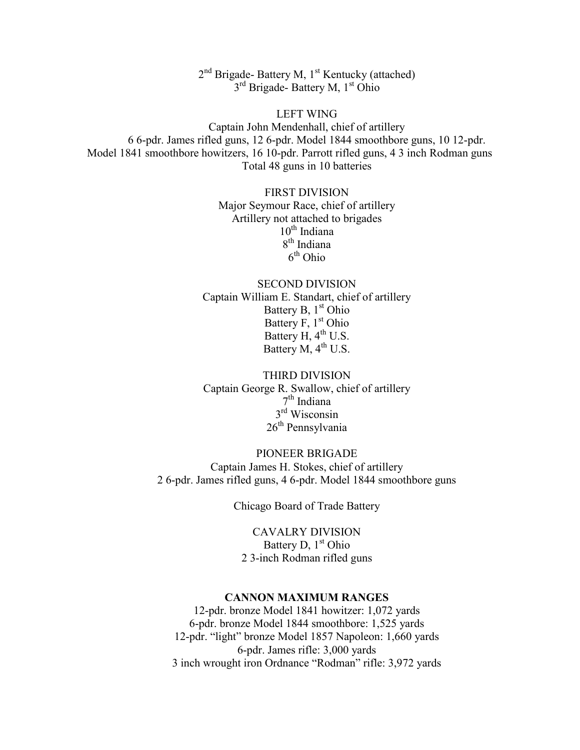2nd Brigade- Battery M, 1st Kentucky (attached)
3rd Brigade- Battery M, 1st Ohio

LEFT WING

Captain John Mendenhall, chief of artillery

6 6-pdr. James rifled guns, 12 6-pdr. Model 1844 smoothbore guns, 10 12-pdr. Model 1841 smoothbore howitzers, 16 10-pdr. Parrott rifled guns, 4 3 inch Rodman guns

Total 48 guns in 10 batteries

FIRST DIVISION

Major Seymour Race, chief of artillery

Artillery not attached to brigades

10th Indiana
8th Indiana
6th Ohio

SECOND DIVISION

Captain William E. Standart, chief of artillery

Battery B, 1st Ohio
Battery F, 1st Ohio
Battery H, 4th U.S.
Battery M, 4th U.S.

THIRD DIVISION

Captain George R. Swallow, chief of artillery

7th Indiana
3rd Wisconsin
26th Pennsylvania

PIONEER BRIGADE

Captain James H. Stokes, chief of artillery

2 6-pdr. James rifled guns, 4 6-pdr. Model 1844 smoothbore guns

Chicago Board of Trade Battery

CAVALRY DIVISION

Battery D, 1st Ohio

2 3-inch Rodman rifled guns

**CANNON MAXIMUM RANGES**

12-pdr. bronze Model 1841 howitzer: 1,072 yards
6-pdr. bronze Model 1844 smoothbore: 1,525 yards
12-pdr. "light" bronze Model 1857 Napoleon: 1,660 yards
6-pdr. James rifle: 3,000 yards
3 inch wrought iron Ordnance "Rodman" rifle: 3,972 yards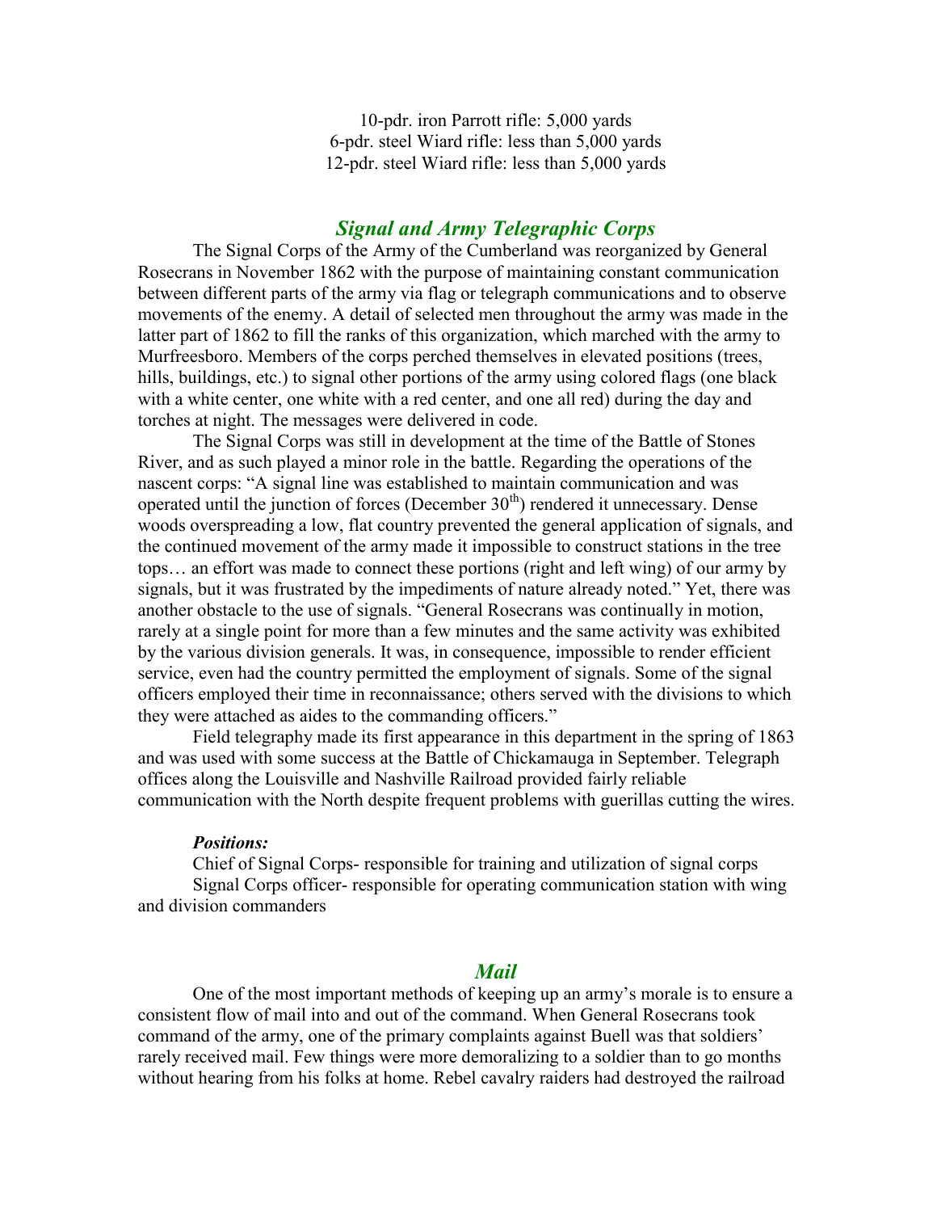10-pdr. iron Parrott rifle: 5,000 yards
6-pdr. steel Wiard rifle: less than 5,000 yards
12-pdr. steel Wiard rifle: less than 5,000 yards

## *Signal and Army Telegraphic Corps*

The Signal Corps of the Army of the Cumberland was reorganized by General Rosecrans in November 1862 with the purpose of maintaining constant communication between different parts of the army via flag or telegraph communications and to observe movements of the enemy. A detail of selected men throughout the army was made in the latter part of 1862 to fill the ranks of this organization, which marched with the army to Murfreesboro. Members of the corps perched themselves in elevated positions (trees, hills, buildings, etc.) to signal other portions of the army using colored flags (one black with a white center, one white with a red center, and one all red) during the day and torches at night. The messages were delivered in code.

The Signal Corps was still in development at the time of the Battle of Stones River, and as such played a minor role in the battle. Regarding the operations of the nascent corps: "A signal line was established to maintain communication and was operated until the junction of forces (December 30th) rendered it unnecessary. Dense woods overspreading a low, flat country prevented the general application of signals, and the continued movement of the army made it impossible to construct stations in the tree tops… an effort was made to connect these portions (right and left wing) of our army by signals, but it was frustrated by the impediments of nature already noted." Yet, there was another obstacle to the use of signals. "General Rosecrans was continually in motion, rarely at a single point for more than a few minutes and the same activity was exhibited by the various division generals. It was, in consequence, impossible to render efficient service, even had the country permitted the employment of signals. Some of the signal officers employed their time in reconnaissance; others served with the divisions to which they were attached as aides to the commanding officers."

Field telegraphy made its first appearance in this department in the spring of 1863 and was used with some success at the Battle of Chickamauga in September. Telegraph offices along the Louisville and Nashville Railroad provided fairly reliable communication with the North despite frequent problems with guerillas cutting the wires.

***Positions:***

Chief of Signal Corps- responsible for training and utilization of signal corps

Signal Corps officer- responsible for operating communication station with wing and division commanders

## *Mail*

One of the most important methods of keeping up an army's morale is to ensure a consistent flow of mail into and out of the command. When General Rosecrans took command of the army, one of the primary complaints against Buell was that soldiers' rarely received mail. Few things were more demoralizing to a soldier than to go months without hearing from his folks at home. Rebel cavalry raiders had destroyed the railroad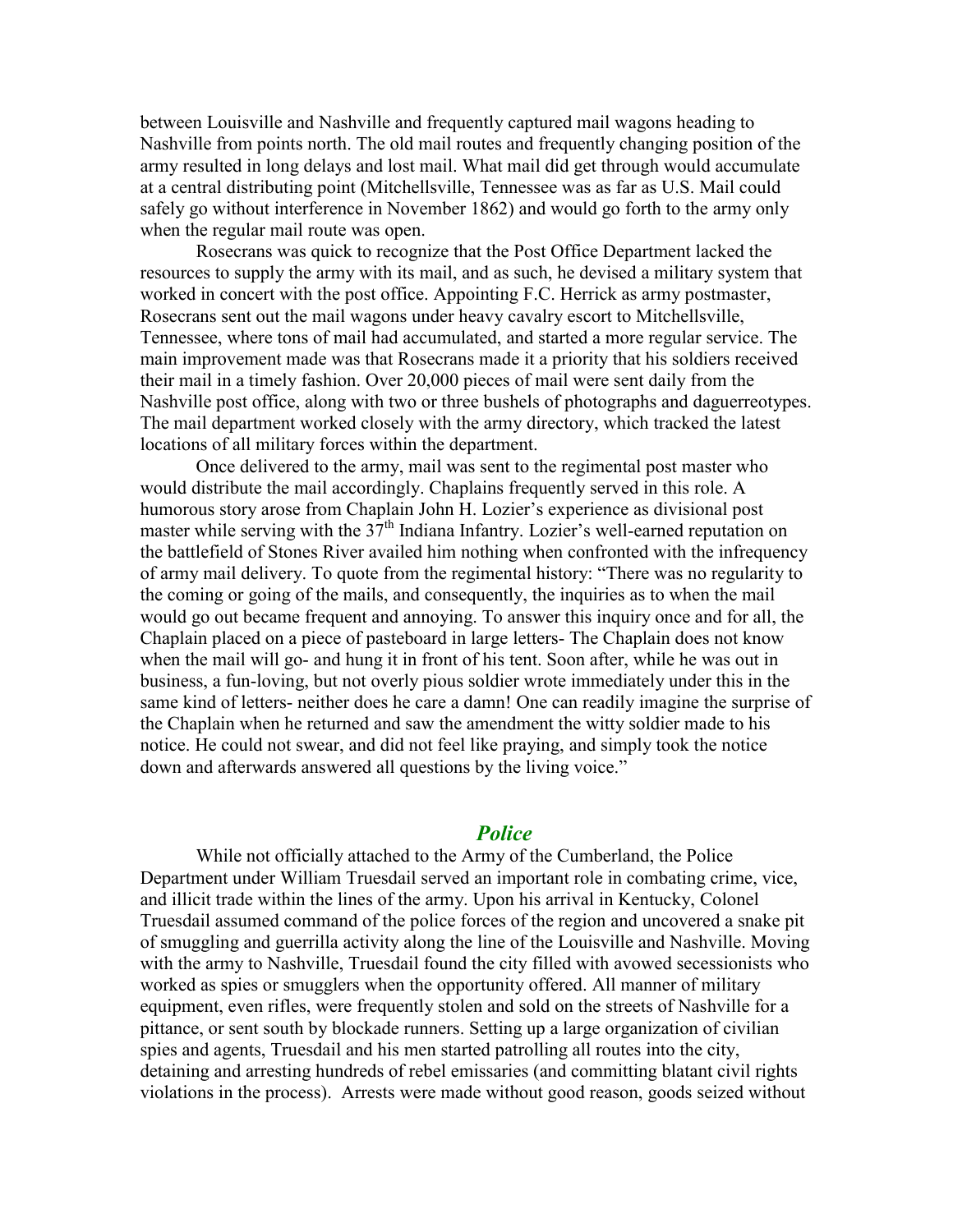between Louisville and Nashville and frequently captured mail wagons heading to Nashville from points north. The old mail routes and frequently changing position of the army resulted in long delays and lost mail. What mail did get through would accumulate at a central distributing point (Mitchellsville, Tennessee was as far as U.S. Mail could safely go without interference in November 1862) and would go forth to the army only when the regular mail route was open.

Rosecrans was quick to recognize that the Post Office Department lacked the resources to supply the army with its mail, and as such, he devised a military system that worked in concert with the post office. Appointing F.C. Herrick as army postmaster, Rosecrans sent out the mail wagons under heavy cavalry escort to Mitchellsville, Tennessee, where tons of mail had accumulated, and started a more regular service. The main improvement made was that Rosecrans made it a priority that his soldiers received their mail in a timely fashion. Over 20,000 pieces of mail were sent daily from the Nashville post office, along with two or three bushels of photographs and daguerreotypes. The mail department worked closely with the army directory, which tracked the latest locations of all military forces within the department.

Once delivered to the army, mail was sent to the regimental post master who would distribute the mail accordingly. Chaplains frequently served in this role. A humorous story arose from Chaplain John H. Lozier's experience as divisional post master while serving with the 37th Indiana Infantry. Lozier's well-earned reputation on the battlefield of Stones River availed him nothing when confronted with the infrequency of army mail delivery. To quote from the regimental history: "There was no regularity to the coming or going of the mails, and consequently, the inquiries as to when the mail would go out became frequent and annoying. To answer this inquiry once and for all, the Chaplain placed on a piece of pasteboard in large letters- The Chaplain does not know when the mail will go- and hung it in front of his tent. Soon after, while he was out in business, a fun-loving, but not overly pious soldier wrote immediately under this in the same kind of letters- neither does he care a damn! One can readily imagine the surprise of the Chaplain when he returned and saw the amendment the witty soldier made to his notice. He could not swear, and did not feel like praying, and simply took the notice down and afterwards answered all questions by the living voice."

## *Police*

While not officially attached to the Army of the Cumberland, the Police Department under William Truesdail served an important role in combating crime, vice, and illicit trade within the lines of the army. Upon his arrival in Kentucky, Colonel Truesdail assumed command of the police forces of the region and uncovered a snake pit of smuggling and guerrilla activity along the line of the Louisville and Nashville. Moving with the army to Nashville, Truesdail found the city filled with avowed secessionists who worked as spies or smugglers when the opportunity offered. All manner of military equipment, even rifles, were frequently stolen and sold on the streets of Nashville for a pittance, or sent south by blockade runners. Setting up a large organization of civilian spies and agents, Truesdail and his men started patrolling all routes into the city, detaining and arresting hundreds of rebel emissaries (and committing blatant civil rights violations in the process). Arrests were made without good reason, goods seized without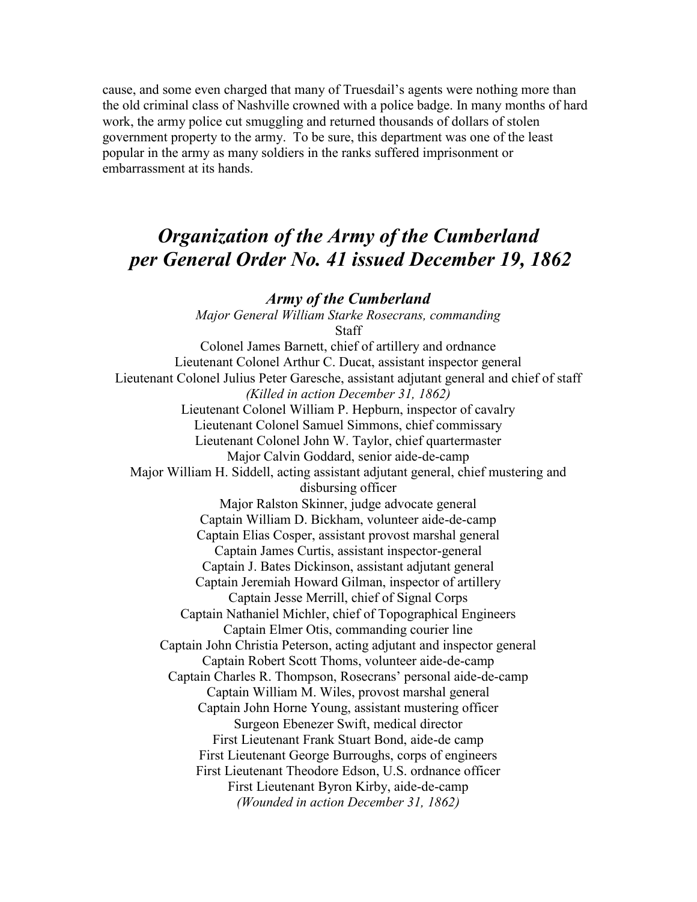cause, and some even charged that many of Truesdail's agents were nothing more than the old criminal class of Nashville crowned with a police badge. In many months of hard work, the army police cut smuggling and returned thousands of dollars of stolen government property to the army. To be sure, this department was one of the least popular in the army as many soldiers in the ranks suffered imprisonment or embarrassment at its hands.

# *Organization of the Army of the Cumberland per General Order No. 41 issued December 19, 1862*

### *Army of the Cumberland*

*Major General William Starke Rosecrans, commanding*

Staff

Colonel James Barnett, chief of artillery and ordnance
Lieutenant Colonel Arthur C. Ducat, assistant inspector general
Lieutenant Colonel Julius Peter Garesche, assistant adjutant general and chief of staff
*(Killed in action December 31, 1862)*
Lieutenant Colonel William P. Hepburn, inspector of cavalry
Lieutenant Colonel Samuel Simmons, chief commissary
Lieutenant Colonel John W. Taylor, chief quartermaster
Major Calvin Goddard, senior aide-de-camp
Major William H. Siddell, acting assistant adjutant general, chief mustering and disbursing officer
Major Ralston Skinner, judge advocate general
Captain William D. Bickham, volunteer aide-de-camp
Captain Elias Cosper, assistant provost marshal general
Captain James Curtis, assistant inspector-general
Captain J. Bates Dickinson, assistant adjutant general
Captain Jeremiah Howard Gilman, inspector of artillery
Captain Jesse Merrill, chief of Signal Corps
Captain Nathaniel Michler, chief of Topographical Engineers
Captain Elmer Otis, commanding courier line
Captain John Christia Peterson, acting adjutant and inspector general
Captain Robert Scott Thoms, volunteer aide-de-camp
Captain Charles R. Thompson, Rosecrans' personal aide-de-camp
Captain William M. Wiles, provost marshal general
Captain John Horne Young, assistant mustering officer
Surgeon Ebenezer Swift, medical director
First Lieutenant Frank Stuart Bond, aide-de camp
First Lieutenant George Burroughs, corps of engineers
First Lieutenant Theodore Edson, U.S. ordnance officer
First Lieutenant Byron Kirby, aide-de-camp
*(Wounded in action December 31, 1862)*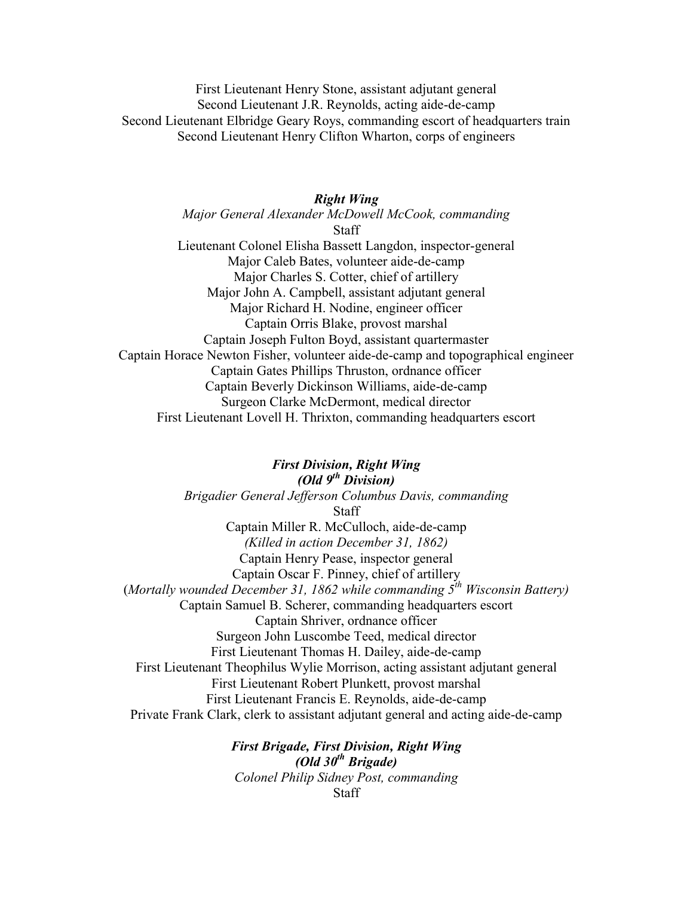First Lieutenant Henry Stone, assistant adjutant general
Second Lieutenant J.R. Reynolds, acting aide-de-camp
Second Lieutenant Elbridge Geary Roys, commanding escort of headquarters train
Second Lieutenant Henry Clifton Wharton, corps of engineers

***Right Wing***

*Major General Alexander McDowell McCook, commanding*

Staff

Lieutenant Colonel Elisha Bassett Langdon, inspector-general
Major Caleb Bates, volunteer aide-de-camp
Major Charles S. Cotter, chief of artillery
Major John A. Campbell, assistant adjutant general
Major Richard H. Nodine, engineer officer
Captain Orris Blake, provost marshal
Captain Joseph Fulton Boyd, assistant quartermaster
Captain Horace Newton Fisher, volunteer aide-de-camp and topographical engineer
Captain Gates Phillips Thruston, ordnance officer
Captain Beverly Dickinson Williams, aide-de-camp
Surgeon Clarke McDermont, medical director
First Lieutenant Lovell H. Thrixton, commanding headquarters escort

***First Division, Right Wing***
***(Old 9th Division)***

*Brigadier General Jefferson Columbus Davis, commanding*

Staff

Captain Miller R. McCulloch, aide-de-camp
*(Killed in action December 31, 1862)*
Captain Henry Pease, inspector general
Captain Oscar F. Pinney, chief of artillery
(*Mortally wounded December 31, 1862 while commanding 5th Wisconsin Battery)*
Captain Samuel B. Scherer, commanding headquarters escort
Captain Shriver, ordnance officer
Surgeon John Luscombe Teed, medical director
First Lieutenant Thomas H. Dailey, aide-de-camp
First Lieutenant Theophilus Wylie Morrison, acting assistant adjutant general
First Lieutenant Robert Plunkett, provost marshal
First Lieutenant Francis E. Reynolds, aide-de-camp
Private Frank Clark, clerk to assistant adjutant general and acting aide-de-camp

***First Brigade, First Division, Right Wing***
***(Old 30th Brigade)***

*Colonel Philip Sidney Post, commanding*

Staff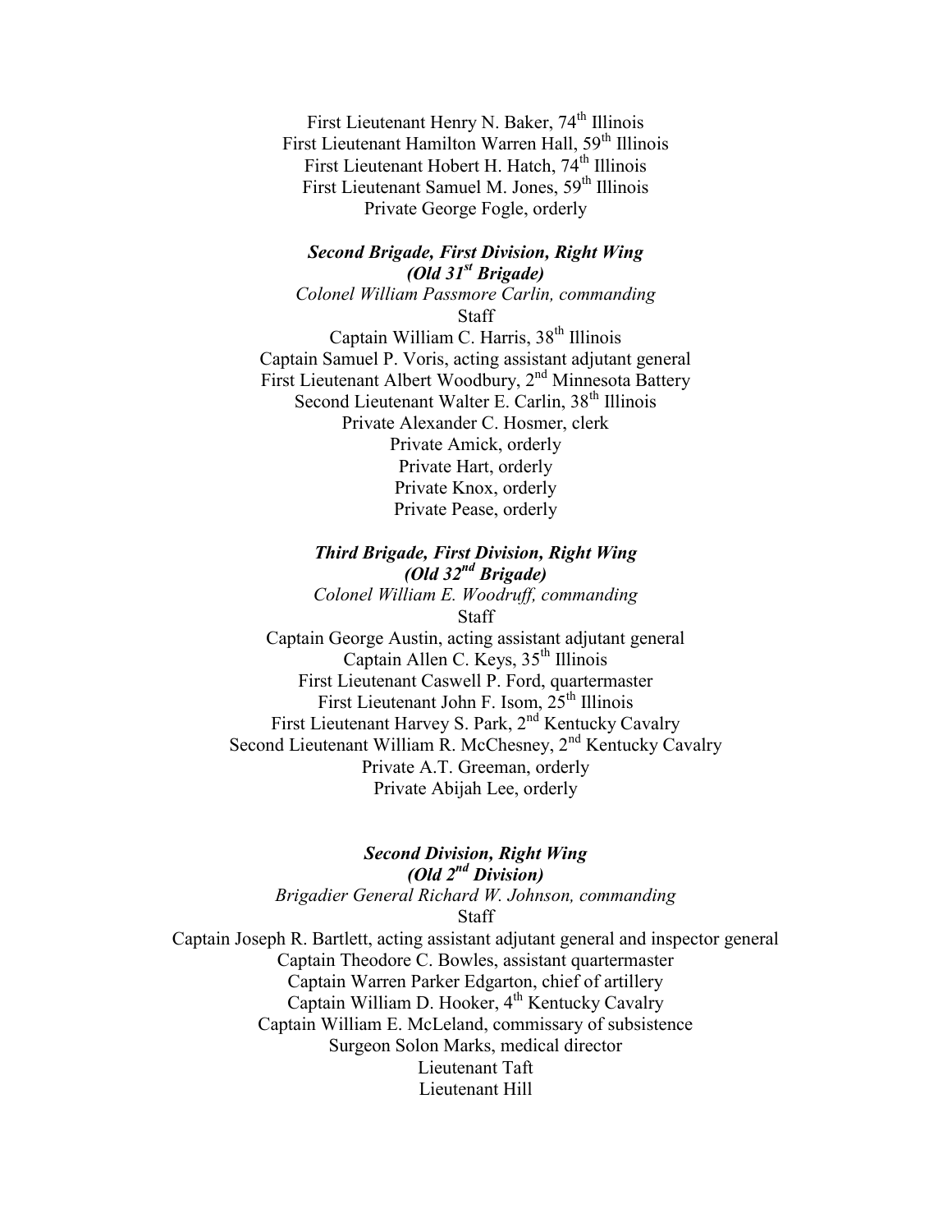First Lieutenant Henry N. Baker, 74th Illinois
First Lieutenant Hamilton Warren Hall, 59th Illinois
First Lieutenant Hobert H. Hatch, 74th Illinois
First Lieutenant Samuel M. Jones, 59th Illinois
Private George Fogle, orderly

***Second Brigade, First Division, Right Wing***
***(Old 31st Brigade)***

*Colonel William Passmore Carlin, commanding*
Staff
Captain William C. Harris, 38th Illinois
Captain Samuel P. Voris, acting assistant adjutant general
First Lieutenant Albert Woodbury, 2nd Minnesota Battery
Second Lieutenant Walter E. Carlin, 38th Illinois
Private Alexander C. Hosmer, clerk
Private Amick, orderly
Private Hart, orderly
Private Knox, orderly
Private Pease, orderly

***Third Brigade, First Division, Right Wing***
***(Old 32nd Brigade)***

*Colonel William E. Woodruff, commanding*
Staff
Captain George Austin, acting assistant adjutant general
Captain Allen C. Keys, 35th Illinois
First Lieutenant Caswell P. Ford, quartermaster
First Lieutenant John F. Isom, 25th Illinois
First Lieutenant Harvey S. Park, 2nd Kentucky Cavalry
Second Lieutenant William R. McChesney, 2nd Kentucky Cavalry
Private A.T. Greeman, orderly
Private Abijah Lee, orderly

***Second Division, Right Wing***
***(Old 2nd Division)***

*Brigadier General Richard W. Johnson, commanding*
Staff
Captain Joseph R. Bartlett, acting assistant adjutant general and inspector general
Captain Theodore C. Bowles, assistant quartermaster
Captain Warren Parker Edgarton, chief of artillery
Captain William D. Hooker, 4th Kentucky Cavalry
Captain William E. McLeland, commissary of subsistence
Surgeon Solon Marks, medical director
Lieutenant Taft
Lieutenant Hill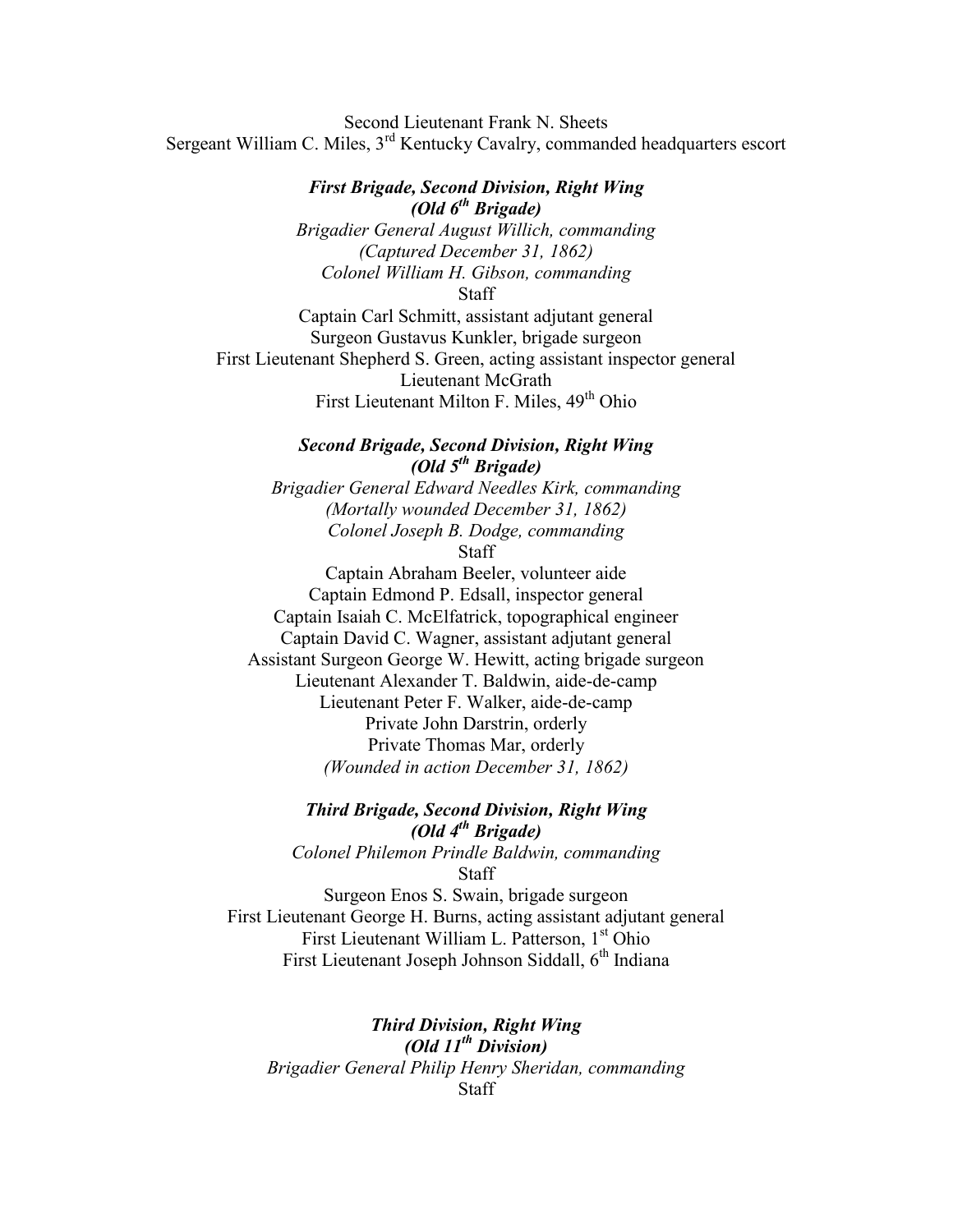Second Lieutenant Frank N. Sheets
Sergeant William C. Miles, 3rd Kentucky Cavalry, commanded headquarters escort

***First Brigade, Second Division, Right Wing***
***(Old 6th Brigade)***
*Brigadier General August Willich, commanding*
*(Captured December 31, 1862)*
*Colonel William H. Gibson, commanding*
Staff
Captain Carl Schmitt, assistant adjutant general
Surgeon Gustavus Kunkler, brigade surgeon
First Lieutenant Shepherd S. Green, acting assistant inspector general
Lieutenant McGrath
First Lieutenant Milton F. Miles, 49th Ohio

***Second Brigade, Second Division, Right Wing***
***(Old 5th Brigade)***
*Brigadier General Edward Needles Kirk, commanding*
*(Mortally wounded December 31, 1862)*
*Colonel Joseph B. Dodge, commanding*
Staff
Captain Abraham Beeler, volunteer aide
Captain Edmond P. Edsall, inspector general
Captain Isaiah C. McElfatrick, topographical engineer
Captain David C. Wagner, assistant adjutant general
Assistant Surgeon George W. Hewitt, acting brigade surgeon
Lieutenant Alexander T. Baldwin, aide-de-camp
Lieutenant Peter F. Walker, aide-de-camp
Private John Darstrin, orderly
Private Thomas Mar, orderly
*(Wounded in action December 31, 1862)*

***Third Brigade, Second Division, Right Wing***
***(Old 4th Brigade)***
*Colonel Philemon Prindle Baldwin, commanding*
Staff
Surgeon Enos S. Swain, brigade surgeon
First Lieutenant George H. Burns, acting assistant adjutant general
First Lieutenant William L. Patterson, 1st Ohio
First Lieutenant Joseph Johnson Siddall, 6th Indiana

***Third Division, Right Wing***
***(Old 11th Division)***
*Brigadier General Philip Henry Sheridan, commanding*
Staff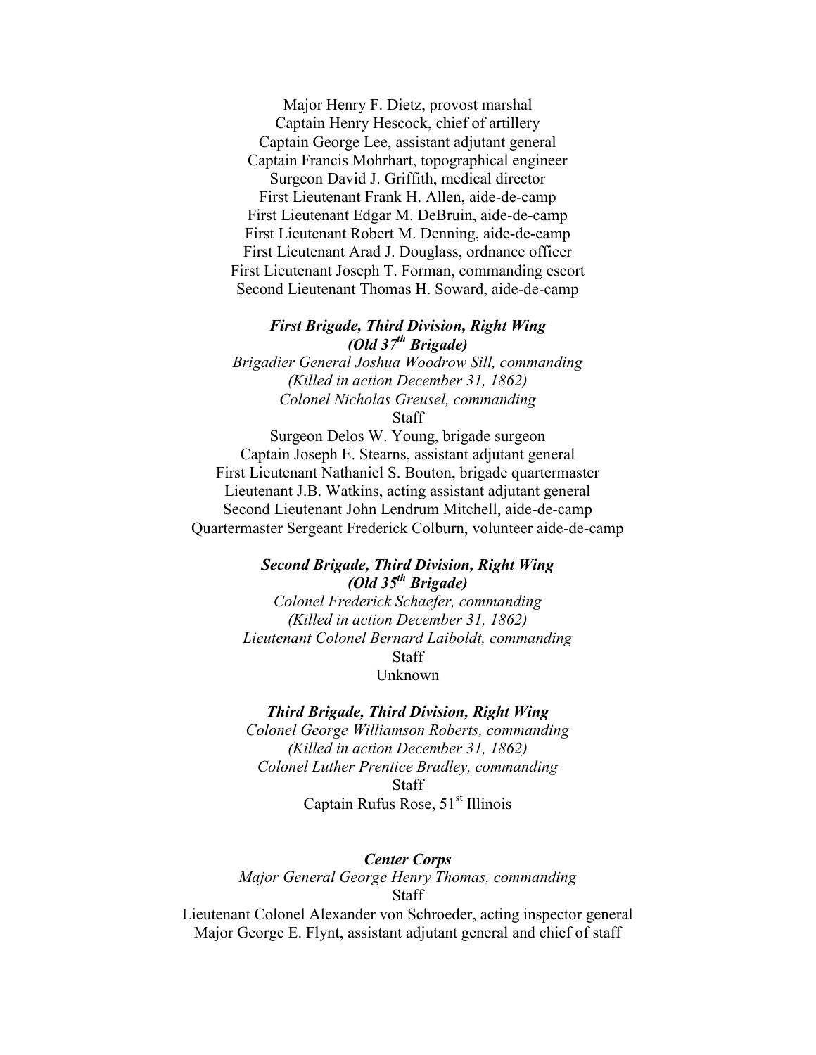Major Henry F. Dietz, provost marshal
Captain Henry Hescock, chief of artillery
Captain George Lee, assistant adjutant general
Captain Francis Mohrhart, topographical engineer
Surgeon David J. Griffith, medical director
First Lieutenant Frank H. Allen, aide-de-camp
First Lieutenant Edgar M. DeBruin, aide-de-camp
First Lieutenant Robert M. Denning, aide-de-camp
First Lieutenant Arad J. Douglass, ordnance officer
First Lieutenant Joseph T. Forman, commanding escort
Second Lieutenant Thomas H. Soward, aide-de-camp

***First Brigade, Third Division, Right Wing***
***(Old 37th Brigade)***

*Brigadier General Joshua Woodrow Sill, commanding*
*(Killed in action December 31, 1862)*
*Colonel Nicholas Greusel, commanding*

Staff

Surgeon Delos W. Young, brigade surgeon
Captain Joseph E. Stearns, assistant adjutant general
First Lieutenant Nathaniel S. Bouton, brigade quartermaster
Lieutenant J.B. Watkins, acting assistant adjutant general
Second Lieutenant John Lendrum Mitchell, aide-de-camp
Quartermaster Sergeant Frederick Colburn, volunteer aide-de-camp

***Second Brigade, Third Division, Right Wing***
***(Old 35th Brigade)***

*Colonel Frederick Schaefer, commanding*
*(Killed in action December 31, 1862)*
*Lieutenant Colonel Bernard Laiboldt, commanding*

Staff

Unknown

***Third Brigade, Third Division, Right Wing***

*Colonel George Williamson Roberts, commanding*
*(Killed in action December 31, 1862)*
*Colonel Luther Prentice Bradley, commanding*

Staff

Captain Rufus Rose, 51st Illinois

***Center Corps***

*Major General George Henry Thomas, commanding*

Staff

Lieutenant Colonel Alexander von Schroeder, acting inspector general
Major George E. Flynt, assistant adjutant general and chief of staff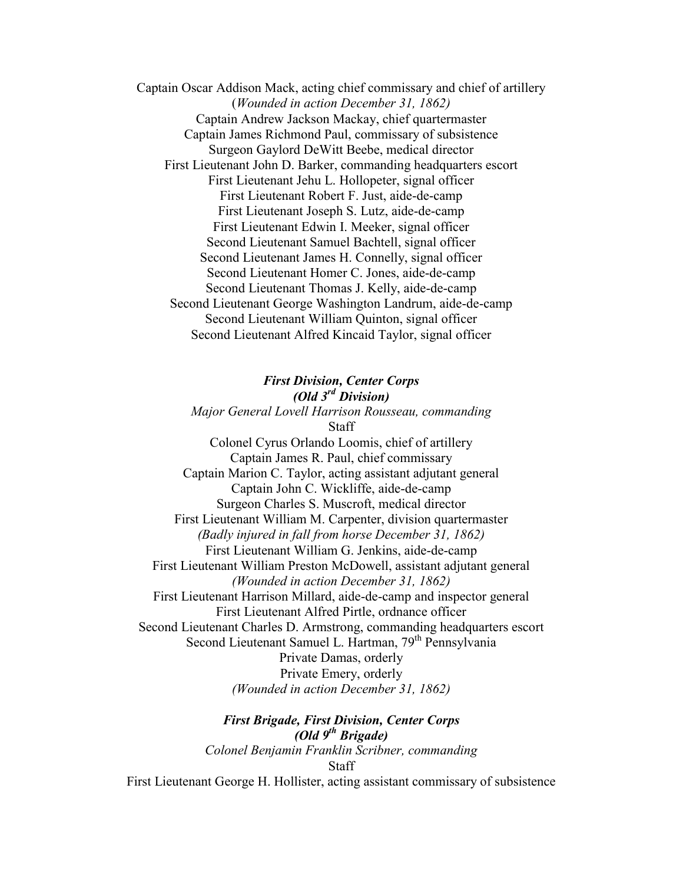Captain Oscar Addison Mack, acting chief commissary and chief of artillery
(*Wounded in action December 31, 1862)*
Captain Andrew Jackson Mackay, chief quartermaster
Captain James Richmond Paul, commissary of subsistence
Surgeon Gaylord DeWitt Beebe, medical director
First Lieutenant John D. Barker, commanding headquarters escort
First Lieutenant Jehu L. Hollopeter, signal officer
First Lieutenant Robert F. Just, aide-de-camp
First Lieutenant Joseph S. Lutz, aide-de-camp
First Lieutenant Edwin I. Meeker, signal officer
Second Lieutenant Samuel Bachtell, signal officer
Second Lieutenant James H. Connelly, signal officer
Second Lieutenant Homer C. Jones, aide-de-camp
Second Lieutenant Thomas J. Kelly, aide-de-camp
Second Lieutenant George Washington Landrum, aide-de-camp
Second Lieutenant William Quinton, signal officer
Second Lieutenant Alfred Kincaid Taylor, signal officer

### *First Division, Center Corps*
### *(Old 3rd Division)*

*Major General Lovell Harrison Rousseau, commanding*

Staff

Colonel Cyrus Orlando Loomis, chief of artillery
Captain James R. Paul, chief commissary
Captain Marion C. Taylor, acting assistant adjutant general
Captain John C. Wickliffe, aide-de-camp
Surgeon Charles S. Muscroft, medical director
First Lieutenant William M. Carpenter, division quartermaster
*(Badly injured in fall from horse December 31, 1862)*
First Lieutenant William G. Jenkins, aide-de-camp
First Lieutenant William Preston McDowell, assistant adjutant general
*(Wounded in action December 31, 1862)*
First Lieutenant Harrison Millard, aide-de-camp and inspector general
First Lieutenant Alfred Pirtle, ordnance officer
Second Lieutenant Charles D. Armstrong, commanding headquarters escort
Second Lieutenant Samuel L. Hartman, 79th Pennsylvania
Private Damas, orderly
Private Emery, orderly
*(Wounded in action December 31, 1862)*

### *First Brigade, First Division, Center Corps*
### *(Old 9th Brigade)*

*Colonel Benjamin Franklin Scribner, commanding*

Staff

First Lieutenant George H. Hollister, acting assistant commissary of subsistence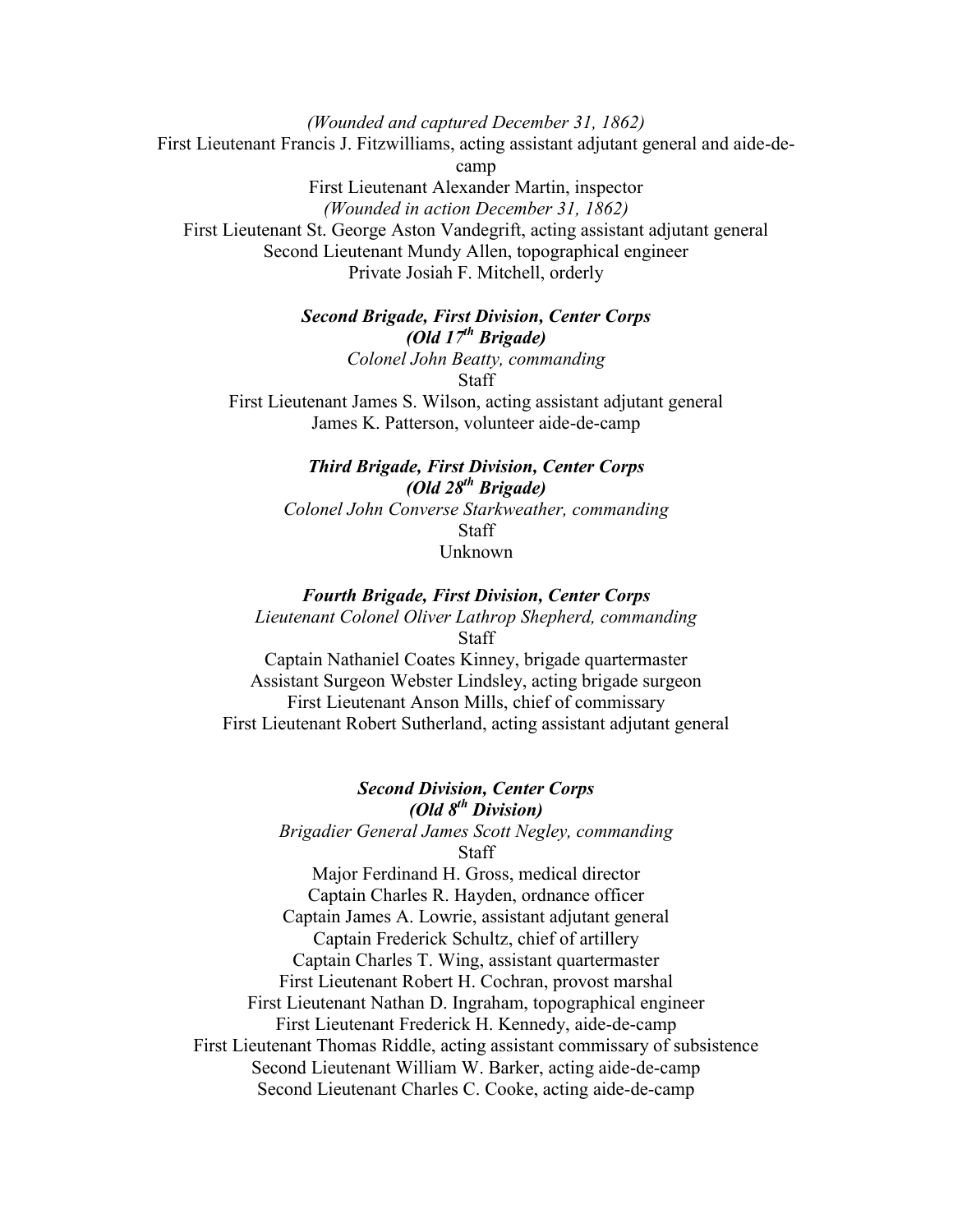*(Wounded and captured December 31, 1862)*

First Lieutenant Francis J. Fitzwilliams, acting assistant adjutant general and aide-de-camp

First Lieutenant Alexander Martin, inspector

*(Wounded in action December 31, 1862)*

First Lieutenant St. George Aston Vandegrift, acting assistant adjutant general

Second Lieutenant Mundy Allen, topographical engineer

Private Josiah F. Mitchell, orderly

***Second Brigade, First Division, Center Corps***

***(Old 17th Brigade)***

*Colonel John Beatty, commanding*

Staff

First Lieutenant James S. Wilson, acting assistant adjutant general

James K. Patterson, volunteer aide-de-camp

***Third Brigade, First Division, Center Corps***

***(Old 28th Brigade)***

*Colonel John Converse Starkweather, commanding*

Staff

Unknown

***Fourth Brigade, First Division, Center Corps***

*Lieutenant Colonel Oliver Lathrop Shepherd, commanding*

Staff

Captain Nathaniel Coates Kinney, brigade quartermaster

Assistant Surgeon Webster Lindsley, acting brigade surgeon

First Lieutenant Anson Mills, chief of commissary

First Lieutenant Robert Sutherland, acting assistant adjutant general

***Second Division, Center Corps***

***(Old 8th Division)***

*Brigadier General James Scott Negley, commanding*

Staff

Major Ferdinand H. Gross, medical director

Captain Charles R. Hayden, ordnance officer

Captain James A. Lowrie, assistant adjutant general

Captain Frederick Schultz, chief of artillery

Captain Charles T. Wing, assistant quartermaster

First Lieutenant Robert H. Cochran, provost marshal

First Lieutenant Nathan D. Ingraham, topographical engineer

First Lieutenant Frederick H. Kennedy, aide-de-camp

First Lieutenant Thomas Riddle, acting assistant commissary of subsistence

Second Lieutenant William W. Barker, acting aide-de-camp

Second Lieutenant Charles C. Cooke, acting aide-de-camp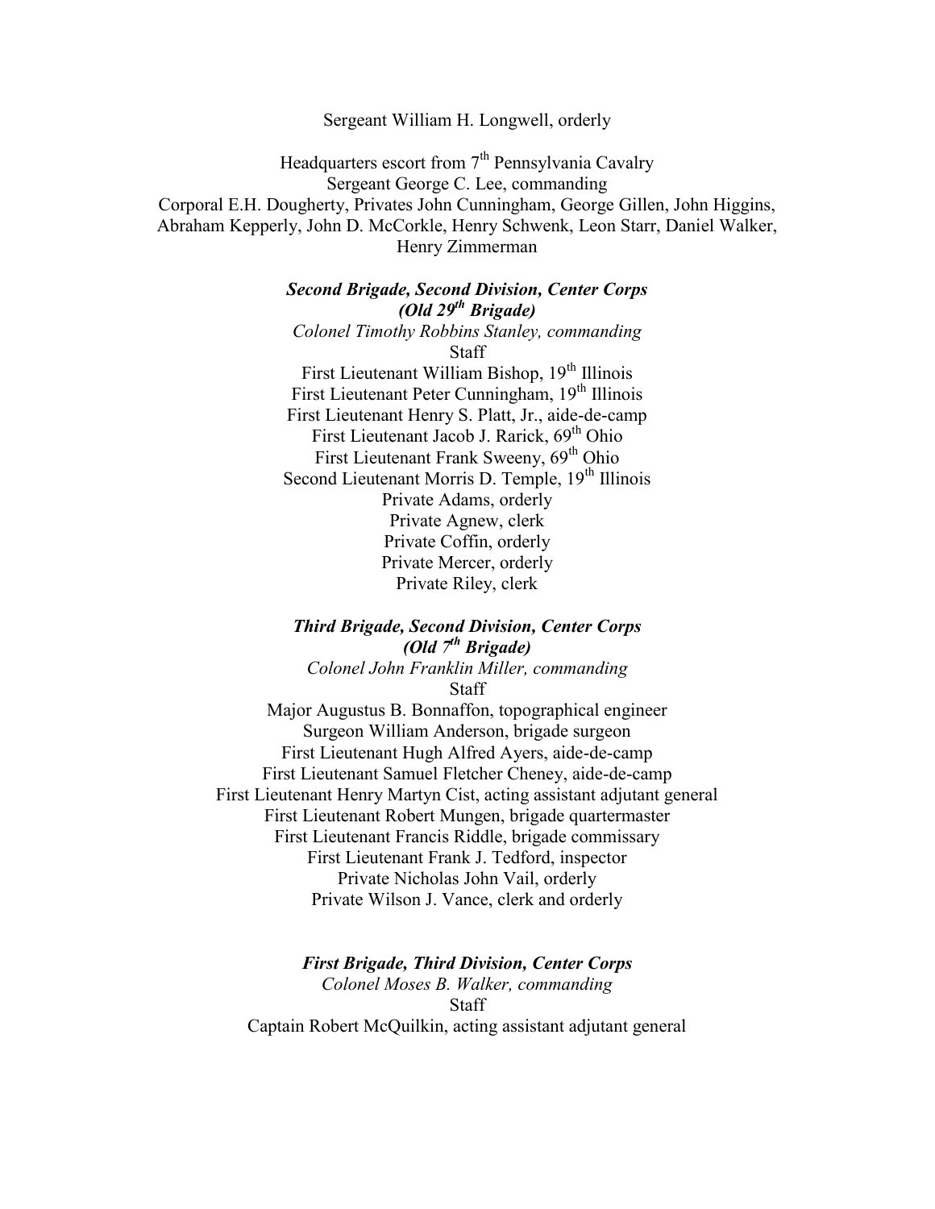Sergeant William H. Longwell, orderly

Headquarters escort from 7th Pennsylvania Cavalry
Sergeant George C. Lee, commanding
Corporal E.H. Dougherty, Privates John Cunningham, George Gillen, John Higgins, Abraham Kepperly, John D. McCorkle, Henry Schwenk, Leon Starr, Daniel Walker, Henry Zimmerman

***Second Brigade, Second Division, Center Corps***
***(Old 29th Brigade)***

*Colonel Timothy Robbins Stanley, commanding*

Staff

First Lieutenant William Bishop, 19th Illinois
First Lieutenant Peter Cunningham, 19th Illinois
First Lieutenant Henry S. Platt, Jr., aide-de-camp
First Lieutenant Jacob J. Rarick, 69th Ohio
First Lieutenant Frank Sweeny, 69th Ohio
Second Lieutenant Morris D. Temple, 19th Illinois
Private Adams, orderly
Private Agnew, clerk
Private Coffin, orderly
Private Mercer, orderly
Private Riley, clerk

***Third Brigade, Second Division, Center Corps***
***(Old 7th Brigade)***

*Colonel John Franklin Miller, commanding*

Staff

Major Augustus B. Bonnaffon, topographical engineer
Surgeon William Anderson, brigade surgeon
First Lieutenant Hugh Alfred Ayers, aide-de-camp
First Lieutenant Samuel Fletcher Cheney, aide-de-camp
First Lieutenant Henry Martyn Cist, acting assistant adjutant general
First Lieutenant Robert Mungen, brigade quartermaster
First Lieutenant Francis Riddle, brigade commissary
First Lieutenant Frank J. Tedford, inspector
Private Nicholas John Vail, orderly
Private Wilson J. Vance, clerk and orderly

***First Brigade, Third Division, Center Corps***

*Colonel Moses B. Walker, commanding*

Staff

Captain Robert McQuilkin, acting assistant adjutant general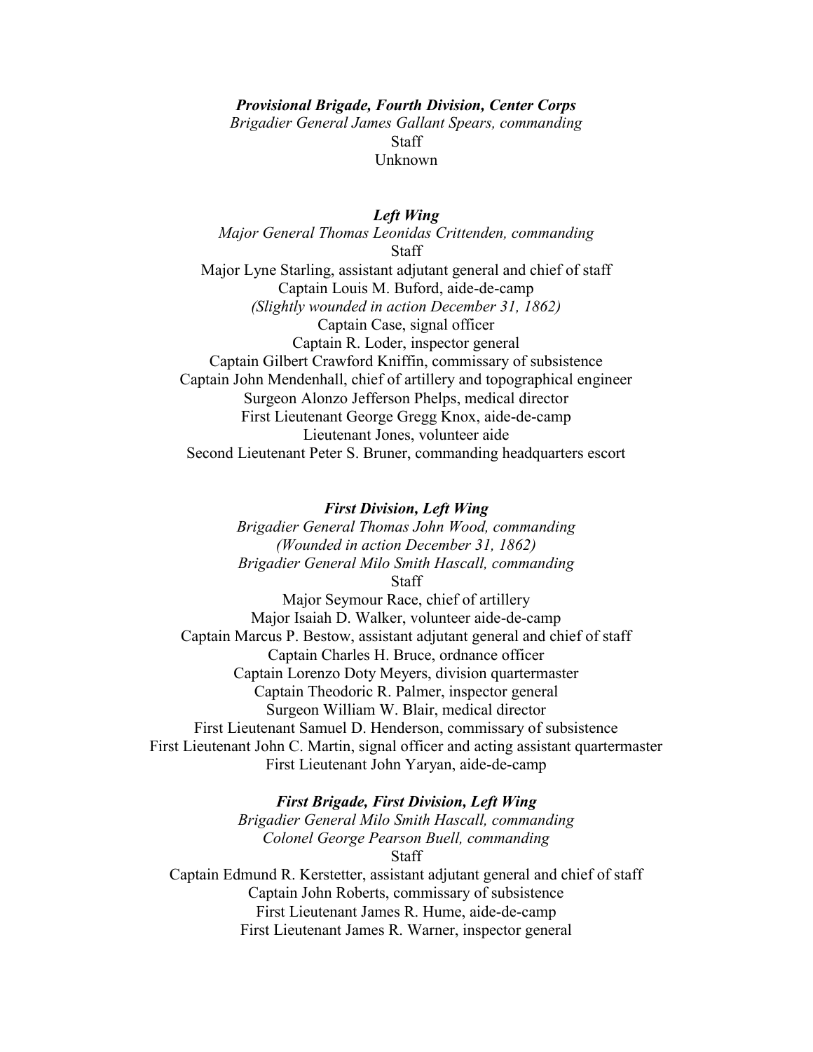***Provisional Brigade, Fourth Division, Center Corps***

*Brigadier General James Gallant Spears, commanding*

Staff

Unknown

***Left Wing***

*Major General Thomas Leonidas Crittenden, commanding*

Staff

Major Lyne Starling, assistant adjutant general and chief of staff

Captain Louis M. Buford, aide-de-camp

*(Slightly wounded in action December 31, 1862)*

Captain Case, signal officer

Captain R. Loder, inspector general

Captain Gilbert Crawford Kniffin, commissary of subsistence

Captain John Mendenhall, chief of artillery and topographical engineer

Surgeon Alonzo Jefferson Phelps, medical director

First Lieutenant George Gregg Knox, aide-de-camp

Lieutenant Jones, volunteer aide

Second Lieutenant Peter S. Bruner, commanding headquarters escort

***First Division, Left Wing***

*Brigadier General Thomas John Wood, commanding*

*(Wounded in action December 31, 1862)*

*Brigadier General Milo Smith Hascall, commanding*

Staff

Major Seymour Race, chief of artillery

Major Isaiah D. Walker, volunteer aide-de-camp

Captain Marcus P. Bestow, assistant adjutant general and chief of staff

Captain Charles H. Bruce, ordnance officer

Captain Lorenzo Doty Meyers, division quartermaster

Captain Theodoric R. Palmer, inspector general

Surgeon William W. Blair, medical director

First Lieutenant Samuel D. Henderson, commissary of subsistence

First Lieutenant John C. Martin, signal officer and acting assistant quartermaster

First Lieutenant John Yaryan, aide-de-camp

***First Brigade, First Division, Left Wing***

*Brigadier General Milo Smith Hascall, commanding*

*Colonel George Pearson Buell, commanding*

Staff

Captain Edmund R. Kerstetter, assistant adjutant general and chief of staff

Captain John Roberts, commissary of subsistence

First Lieutenant James R. Hume, aide-de-camp

First Lieutenant James R. Warner, inspector general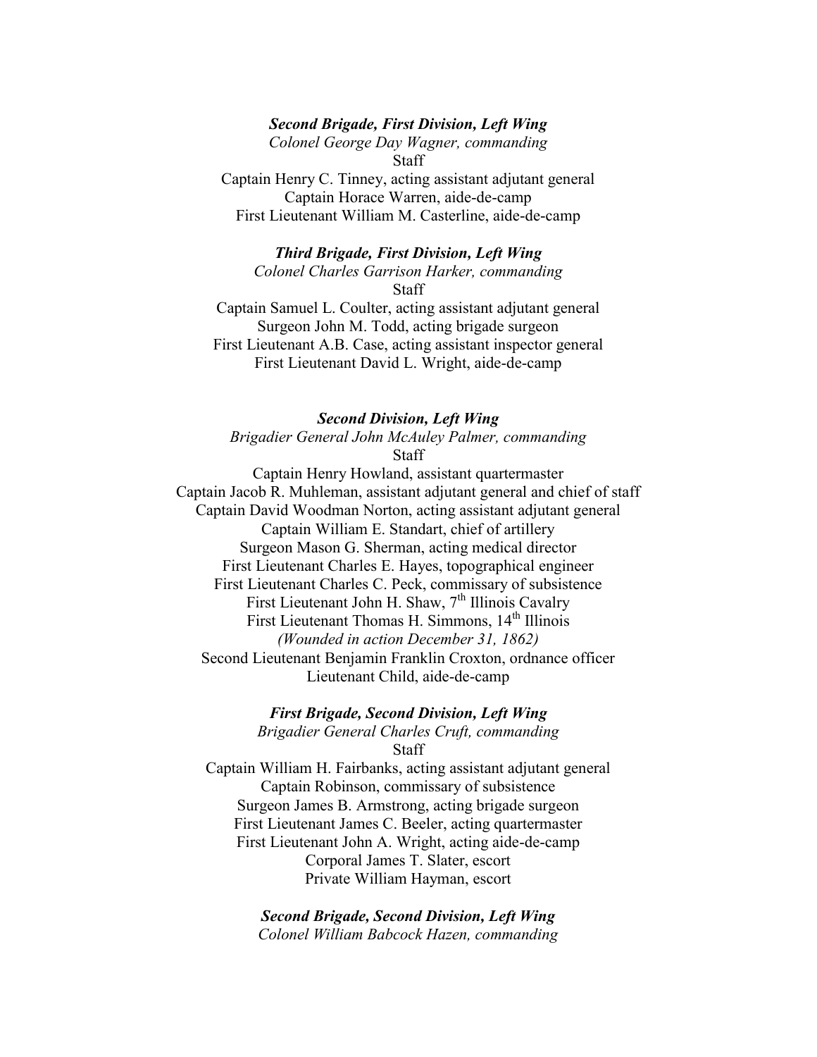***Second Brigade, First Division, Left Wing***

*Colonel George Day Wagner, commanding*

Staff

Captain Henry C. Tinney, acting assistant adjutant general
Captain Horace Warren, aide-de-camp
First Lieutenant William M. Casterline, aide-de-camp

***Third Brigade, First Division, Left Wing***

*Colonel Charles Garrison Harker, commanding*

Staff

Captain Samuel L. Coulter, acting assistant adjutant general
Surgeon John M. Todd, acting brigade surgeon
First Lieutenant A.B. Case, acting assistant inspector general
First Lieutenant David L. Wright, aide-de-camp

***Second Division, Left Wing***

*Brigadier General John McAuley Palmer, commanding*

Staff

Captain Henry Howland, assistant quartermaster
Captain Jacob R. Muhleman, assistant adjutant general and chief of staff
Captain David Woodman Norton, acting assistant adjutant general
Captain William E. Standart, chief of artillery
Surgeon Mason G. Sherman, acting medical director
First Lieutenant Charles E. Hayes, topographical engineer
First Lieutenant Charles C. Peck, commissary of subsistence
First Lieutenant John H. Shaw, 7th Illinois Cavalry
First Lieutenant Thomas H. Simmons, 14th Illinois
*(Wounded in action December 31, 1862)*
Second Lieutenant Benjamin Franklin Croxton, ordnance officer
Lieutenant Child, aide-de-camp

***First Brigade, Second Division, Left Wing***

*Brigadier General Charles Cruft, commanding*

Staff

Captain William H. Fairbanks, acting assistant adjutant general
Captain Robinson, commissary of subsistence
Surgeon James B. Armstrong, acting brigade surgeon
First Lieutenant James C. Beeler, acting quartermaster
First Lieutenant John A. Wright, acting aide-de-camp
Corporal James T. Slater, escort
Private William Hayman, escort

***Second Brigade, Second Division, Left Wing***

*Colonel William Babcock Hazen, commanding*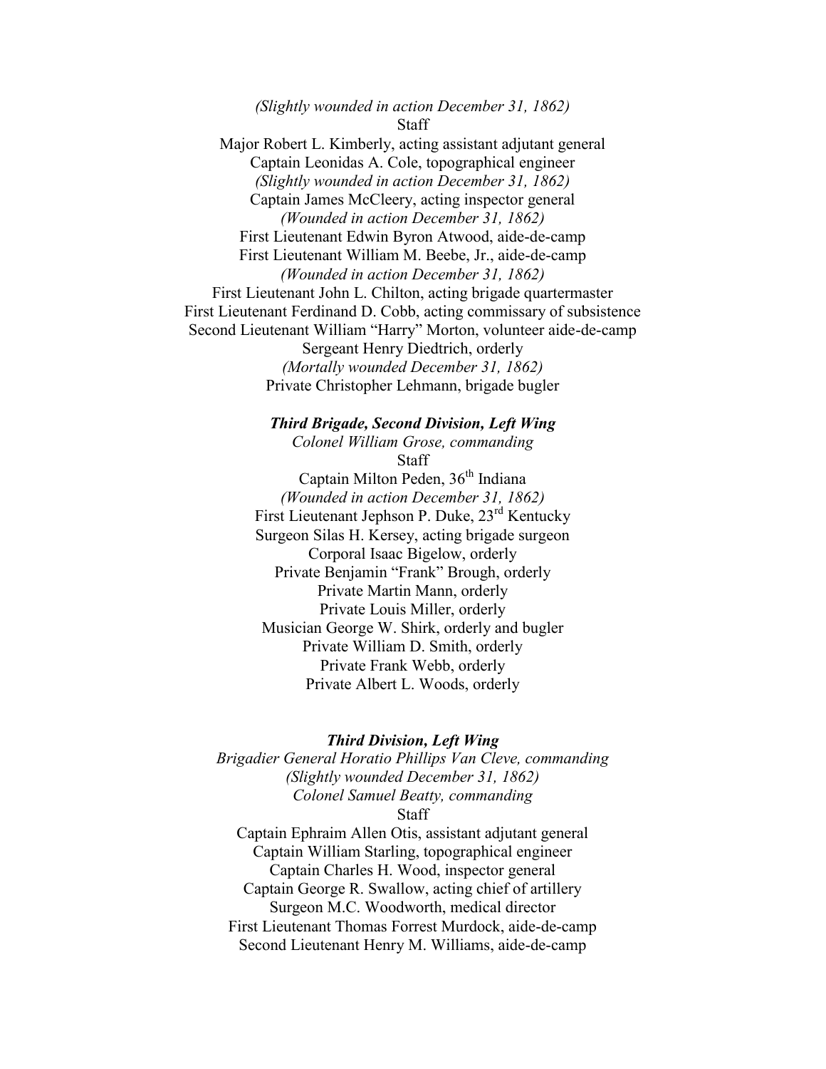*(Slightly wounded in action December 31, 1862)*

Staff

Major Robert L. Kimberly, acting assistant adjutant general

Captain Leonidas A. Cole, topographical engineer

*(Slightly wounded in action December 31, 1862)*

Captain James McCleery, acting inspector general

*(Wounded in action December 31, 1862)*

First Lieutenant Edwin Byron Atwood, aide-de-camp

First Lieutenant William M. Beebe, Jr., aide-de-camp

*(Wounded in action December 31, 1862)*

First Lieutenant John L. Chilton, acting brigade quartermaster

First Lieutenant Ferdinand D. Cobb, acting commissary of subsistence

Second Lieutenant William "Harry" Morton, volunteer aide-de-camp

Sergeant Henry Diedtrich, orderly

*(Mortally wounded December 31, 1862)*

Private Christopher Lehmann, brigade bugler

***Third Brigade, Second Division, Left Wing***

*Colonel William Grose, commanding*

Staff

Captain Milton Peden, 36th Indiana

*(Wounded in action December 31, 1862)*

First Lieutenant Jephson P. Duke, 23rd Kentucky

Surgeon Silas H. Kersey, acting brigade surgeon

Corporal Isaac Bigelow, orderly

Private Benjamin "Frank" Brough, orderly

Private Martin Mann, orderly

Private Louis Miller, orderly

Musician George W. Shirk, orderly and bugler

Private William D. Smith, orderly

Private Frank Webb, orderly

Private Albert L. Woods, orderly

***Third Division, Left Wing***

*Brigadier General Horatio Phillips Van Cleve, commanding*

*(Slightly wounded December 31, 1862)*

*Colonel Samuel Beatty, commanding*

Staff

Captain Ephraim Allen Otis, assistant adjutant general

Captain William Starling, topographical engineer

Captain Charles H. Wood, inspector general

Captain George R. Swallow, acting chief of artillery

Surgeon M.C. Woodworth, medical director

First Lieutenant Thomas Forrest Murdock, aide-de-camp

Second Lieutenant Henry M. Williams, aide-de-camp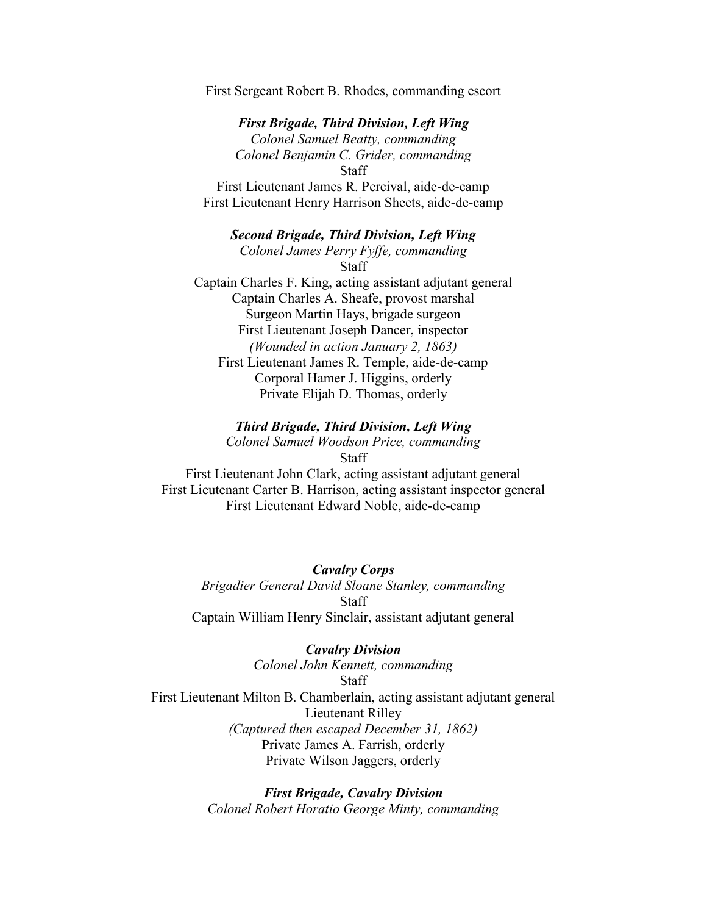First Sergeant Robert B. Rhodes, commanding escort

***First Brigade, Third Division, Left Wing***

*Colonel Samuel Beatty, commanding*

*Colonel Benjamin C. Grider, commanding*

Staff

First Lieutenant James R. Percival, aide-de-camp

First Lieutenant Henry Harrison Sheets, aide-de-camp

***Second Brigade, Third Division, Left Wing***

*Colonel James Perry Fyffe, commanding*

Staff

Captain Charles F. King, acting assistant adjutant general

Captain Charles A. Sheafe, provost marshal

Surgeon Martin Hays, brigade surgeon

First Lieutenant Joseph Dancer, inspector

*(Wounded in action January 2, 1863)*

First Lieutenant James R. Temple, aide-de-camp

Corporal Hamer J. Higgins, orderly

Private Elijah D. Thomas, orderly

***Third Brigade, Third Division, Left Wing***

*Colonel Samuel Woodson Price, commanding*

Staff

First Lieutenant John Clark, acting assistant adjutant general

First Lieutenant Carter B. Harrison, acting assistant inspector general

First Lieutenant Edward Noble, aide-de-camp

***Cavalry Corps***

*Brigadier General David Sloane Stanley, commanding*

Staff

Captain William Henry Sinclair, assistant adjutant general

***Cavalry Division***

*Colonel John Kennett, commanding*

Staff

First Lieutenant Milton B. Chamberlain, acting assistant adjutant general

Lieutenant Rilley

*(Captured then escaped December 31, 1862)*

Private James A. Farrish, orderly

Private Wilson Jaggers, orderly

***First Brigade, Cavalry Division***

*Colonel Robert Horatio George Minty, commanding*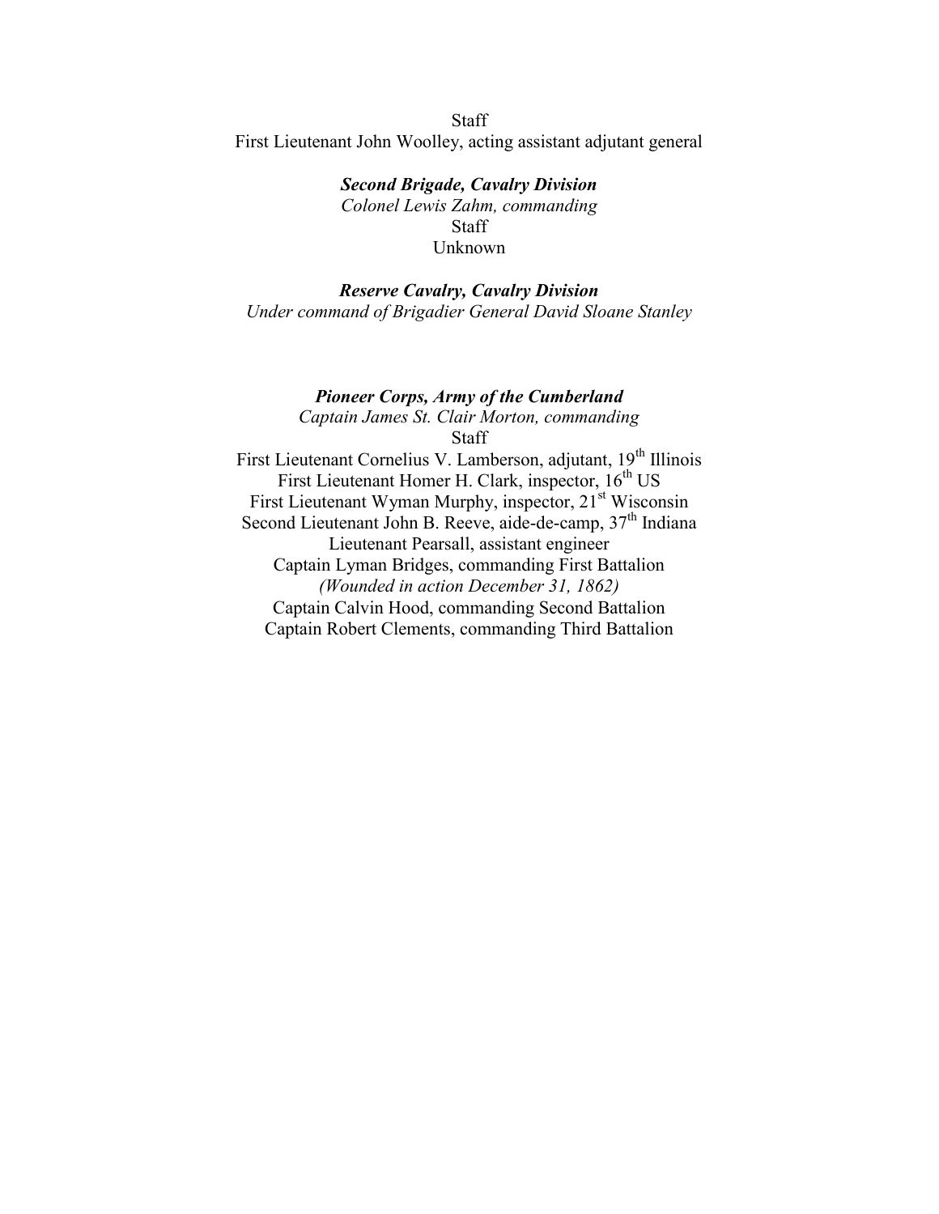Staff

First Lieutenant John Woolley, acting assistant adjutant general

***Second Brigade, Cavalry Division***

*Colonel Lewis Zahm, commanding*

Staff

Unknown

***Reserve Cavalry, Cavalry Division***

*Under command of Brigadier General David Sloane Stanley*

***Pioneer Corps, Army of the Cumberland***

*Captain James St. Clair Morton, commanding*

Staff

First Lieutenant Cornelius V. Lamberson, adjutant, 19th Illinois

First Lieutenant Homer H. Clark, inspector, 16th US

First Lieutenant Wyman Murphy, inspector, 21st Wisconsin

Second Lieutenant John B. Reeve, aide-de-camp, 37th Indiana

Lieutenant Pearsall, assistant engineer

Captain Lyman Bridges, commanding First Battalion

*(Wounded in action December 31, 1862)*

Captain Calvin Hood, commanding Second Battalion

Captain Robert Clements, commanding Third Battalion